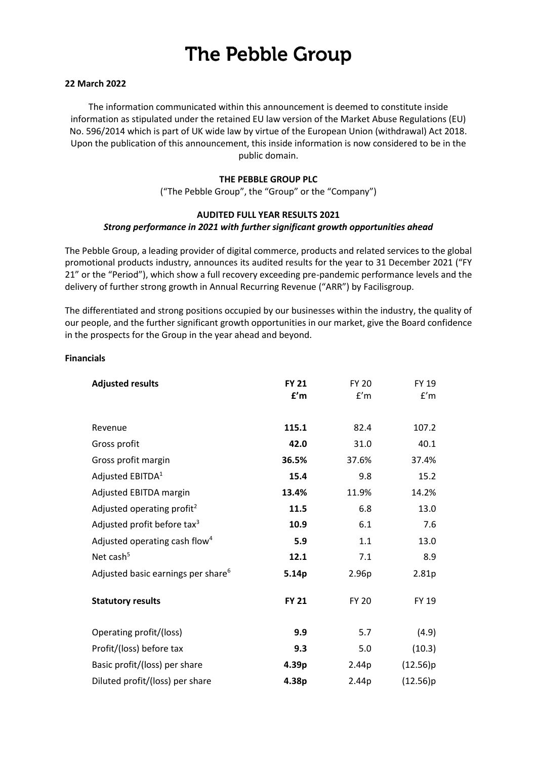# The Pebble Group

**22 March 2022**

The information communicated within this announcement is deemed to constitute inside information as stipulated under the retained EU law version of the Market Abuse Regulations (EU) No. 596/2014 which is part of UK wide law by virtue of the European Union (withdrawal) Act 2018. Upon the publication of this announcement, this inside information is now considered to be in the public domain.

**THE PEBBLE GROUP PLC**

("The Pebble Group", the "Group" or the "Company")

**AUDITED FULL YEAR RESULTS 2021**

***Strong performance in 2021 with further significant growth opportunities ahead***

The Pebble Group, a leading provider of digital commerce, products and related services to the global promotional products industry, announces its audited results for the year to 31 December 2021 ("FY 21" or the "Period"), which show a full recovery exceeding pre-pandemic performance levels and the delivery of further strong growth in Annual Recurring Revenue ("ARR") by Facilisgroup.

The differentiated and strong positions occupied by our businesses within the industry, the quality of our people, and the further significant growth opportunities in our market, give the Board confidence in the prospects for the Group in the year ahead and beyond.

**Financials**

| **Adjusted results** | **FY 21 £'m** | FY 20 £'m | FY 19 £'m |
|---|---|---|---|
| Revenue | **115.1** | 82.4 | 107.2 |
| Gross profit | **42.0** | 31.0 | 40.1 |
| Gross profit margin | **36.5%** | 37.6% | 37.4% |
| Adjusted EBITDA[1] | **15.4** | 9.8 | 15.2 |
| Adjusted EBITDA margin | **13.4%** | 11.9% | 14.2% |
| Adjusted operating profit[2] | **11.5** | 6.8 | 13.0 |
| Adjusted profit before tax[3] | **10.9** | 6.1 | 7.6 |
| Adjusted operating cash flow[4] | **5.9** | 1.1 | 13.0 |
| Net cash[5] | **12.1** | 7.1 | 8.9 |
| Adjusted basic earnings per share[6] | **5.14p** | 2.96p | 2.81p |

| **Statutory results** | **FY 21** | FY 20 | FY 19 |
|---|---|---|---|
| Operating profit/(loss) | **9.9** | 5.7 | (4.9) |
| Profit/(loss) before tax | **9.3** | 5.0 | (10.3) |
| Basic profit/(loss) per share | **4.39p** | 2.44p | (12.56)p |
| Diluted profit/(loss) per share | **4.38p** | 2.44p | (12.56)p |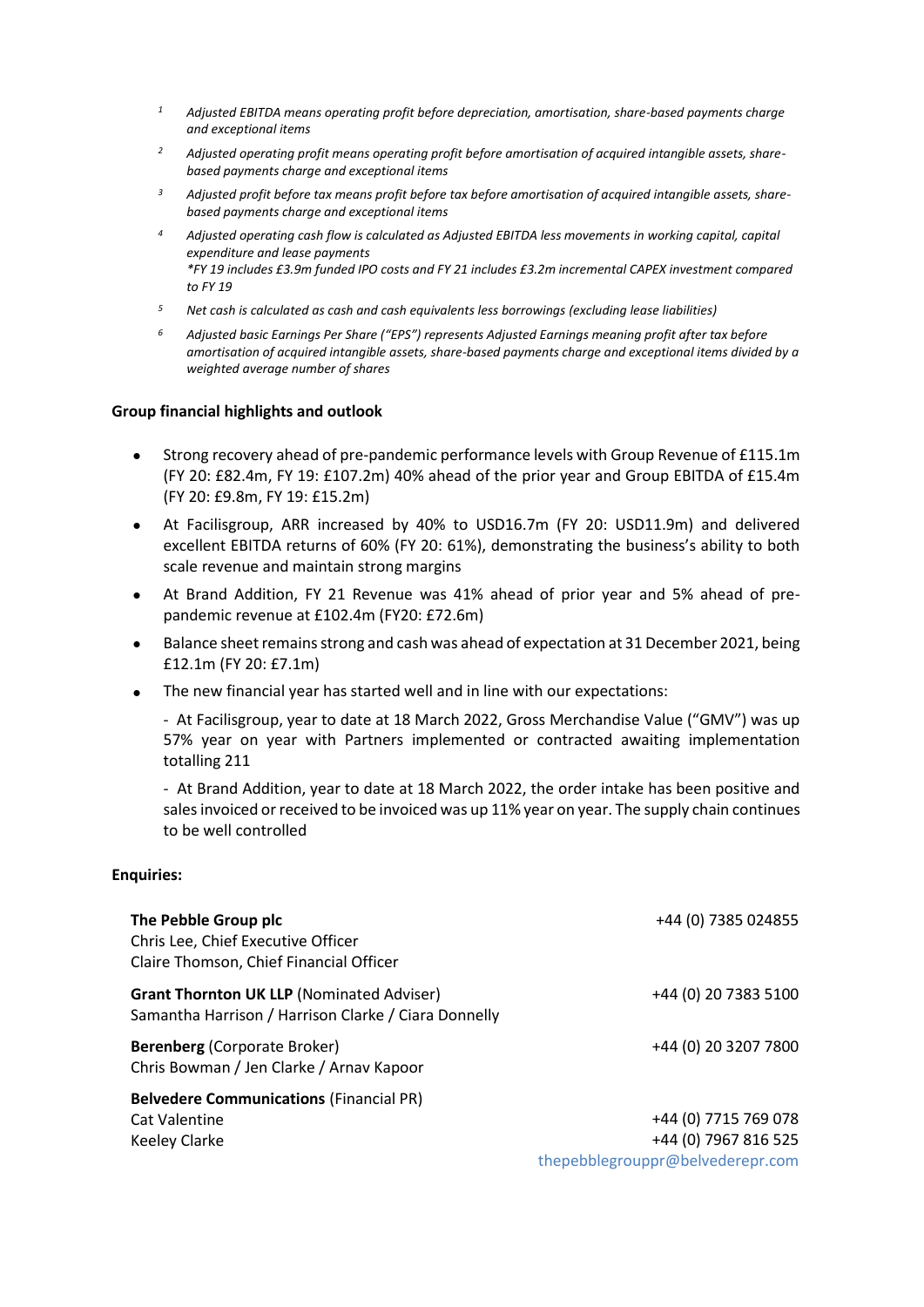1. *Adjusted EBITDA means operating profit before depreciation, amortisation, share-based payments charge and exceptional items*
2. *Adjusted operating profit means operating profit before amortisation of acquired intangible assets, share-based payments charge and exceptional items*
3. *Adjusted profit before tax means profit before tax before amortisation of acquired intangible assets, share-based payments charge and exceptional items*
4. *Adjusted operating cash flow is calculated as Adjusted EBITDA less movements in working capital, capital expenditure and lease payments*
   *\*FY 19 includes £3.9m funded IPO costs and FY 21 includes £3.2m incremental CAPEX investment compared to FY 19*
5. *Net cash is calculated as cash and cash equivalents less borrowings (excluding lease liabilities)*
6. *Adjusted basic Earnings Per Share ("EPS") represents Adjusted Earnings meaning profit after tax before amortisation of acquired intangible assets, share-based payments charge and exceptional items divided by a weighted average number of shares*

**Group financial highlights and outlook**

- Strong recovery ahead of pre-pandemic performance levels with Group Revenue of £115.1m (FY 20: £82.4m, FY 19: £107.2m) 40% ahead of the prior year and Group EBITDA of £15.4m (FY 20: £9.8m, FY 19: £15.2m)
- At Facilisgroup, ARR increased by 40% to USD16.7m (FY 20: USD11.9m) and delivered excellent EBITDA returns of 60% (FY 20: 61%), demonstrating the business's ability to both scale revenue and maintain strong margins
- At Brand Addition, FY 21 Revenue was 41% ahead of prior year and 5% ahead of pre-pandemic revenue at £102.4m (FY20: £72.6m)
- Balance sheet remains strong and cash was ahead of expectation at 31 December 2021, being £12.1m (FY 20: £7.1m)
- The new financial year has started well and in line with our expectations:

  - At Facilisgroup, year to date at 18 March 2022, Gross Merchandise Value ("GMV") was up 57% year on year with Partners implemented or contracted awaiting implementation totalling 211

  - At Brand Addition, year to date at 18 March 2022, the order intake has been positive and sales invoiced or received to be invoiced was up 11% year on year. The supply chain continues to be well controlled

**Enquiries:**

| | |
|---|---|
| **The Pebble Group plc**<br>Chris Lee, Chief Executive Officer<br>Claire Thomson, Chief Financial Officer | +44 (0) 7385 024855 |
| **Grant Thornton UK LLP** (Nominated Adviser)<br>Samantha Harrison / Harrison Clarke / Ciara Donnelly | +44 (0) 20 7383 5100 |
| **Berenberg** (Corporate Broker)<br>Chris Bowman / Jen Clarke / Arnav Kapoor | +44 (0) 20 3207 7800 |
| **Belvedere Communications** (Financial PR)<br>Cat Valentine<br>Keeley Clarke | <br>+44 (0) 7715 769 078<br>+44 (0) 7967 816 525<br>thepebblegrouppr@belvederepr.com |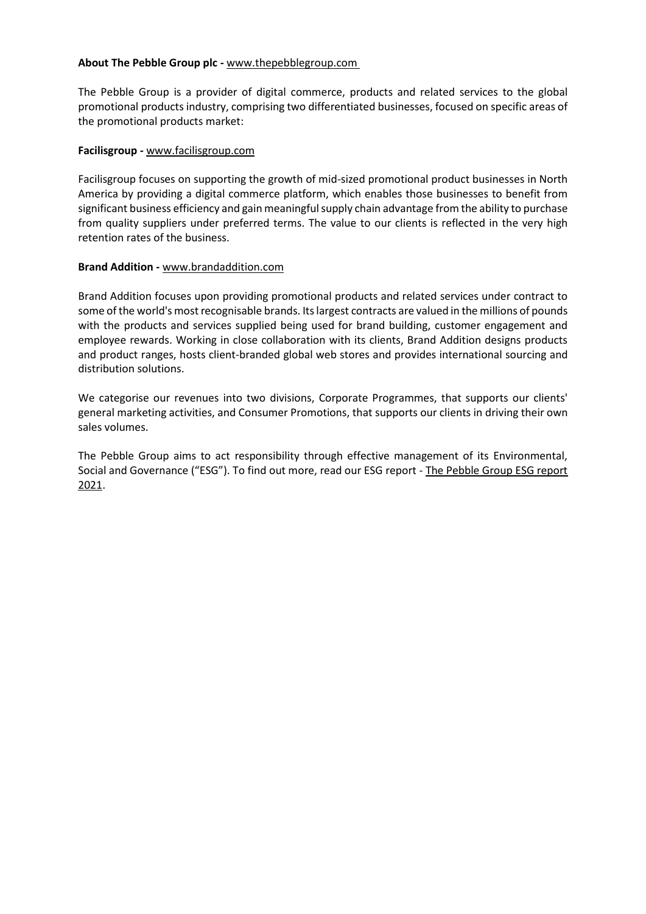**About The Pebble Group plc -** www.thepebblegroup.com

The Pebble Group is a provider of digital commerce, products and related services to the global promotional products industry, comprising two differentiated businesses, focused on specific areas of the promotional products market:

**Facilisgroup -** www.facilisgroup.com

Facilisgroup focuses on supporting the growth of mid-sized promotional product businesses in North America by providing a digital commerce platform, which enables those businesses to benefit from significant business efficiency and gain meaningful supply chain advantage from the ability to purchase from quality suppliers under preferred terms. The value to our clients is reflected in the very high retention rates of the business.

**Brand Addition -** www.brandaddition.com

Brand Addition focuses upon providing promotional products and related services under contract to some of the world's most recognisable brands. Its largest contracts are valued in the millions of pounds with the products and services supplied being used for brand building, customer engagement and employee rewards. Working in close collaboration with its clients, Brand Addition designs products and product ranges, hosts client-branded global web stores and provides international sourcing and distribution solutions.

We categorise our revenues into two divisions, Corporate Programmes, that supports our clients' general marketing activities, and Consumer Promotions, that supports our clients in driving their own sales volumes.

The Pebble Group aims to act responsibility through effective management of its Environmental, Social and Governance ("ESG"). To find out more, read our ESG report - The Pebble Group ESG report 2021.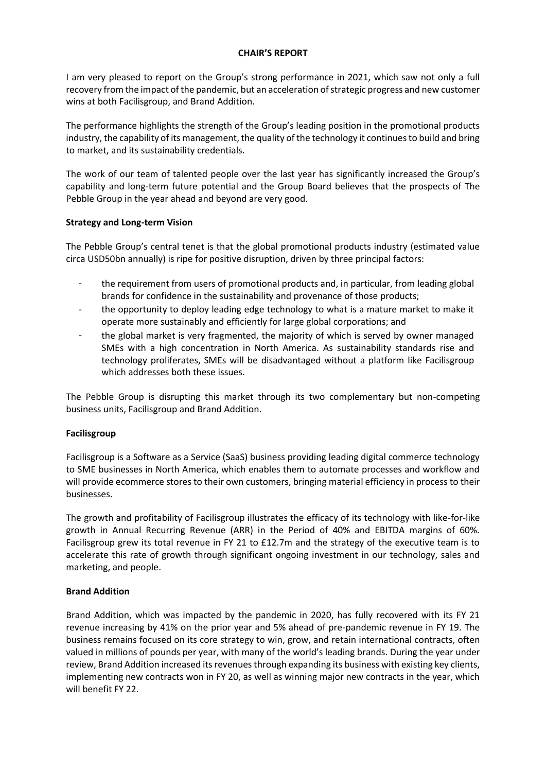# CHAIR'S REPORT

I am very pleased to report on the Group's strong performance in 2021, which saw not only a full recovery from the impact of the pandemic, but an acceleration of strategic progress and new customer wins at both Facilisgroup, and Brand Addition.

The performance highlights the strength of the Group's leading position in the promotional products industry, the capability of its management, the quality of the technology it continues to build and bring to market, and its sustainability credentials.

The work of our team of talented people over the last year has significantly increased the Group's capability and long-term future potential and the Group Board believes that the prospects of The Pebble Group in the year ahead and beyond are very good.

**Strategy and Long-term Vision**

The Pebble Group's central tenet is that the global promotional products industry (estimated value circa USD50bn annually) is ripe for positive disruption, driven by three principal factors:

- the requirement from users of promotional products and, in particular, from leading global brands for confidence in the sustainability and provenance of those products;
- the opportunity to deploy leading edge technology to what is a mature market to make it operate more sustainably and efficiently for large global corporations; and
- the global market is very fragmented, the majority of which is served by owner managed SMEs with a high concentration in North America. As sustainability standards rise and technology proliferates, SMEs will be disadvantaged without a platform like Facilisgroup which addresses both these issues.

The Pebble Group is disrupting this market through its two complementary but non-competing business units, Facilisgroup and Brand Addition.

**Facilisgroup**

Facilisgroup is a Software as a Service (SaaS) business providing leading digital commerce technology to SME businesses in North America, which enables them to automate processes and workflow and will provide ecommerce stores to their own customers, bringing material efficiency in process to their businesses.

The growth and profitability of Facilisgroup illustrates the efficacy of its technology with like-for-like growth in Annual Recurring Revenue (ARR) in the Period of 40% and EBITDA margins of 60%. Facilisgroup grew its total revenue in FY 21 to £12.7m and the strategy of the executive team is to accelerate this rate of growth through significant ongoing investment in our technology, sales and marketing, and people.

**Brand Addition**

Brand Addition, which was impacted by the pandemic in 2020, has fully recovered with its FY 21 revenue increasing by 41% on the prior year and 5% ahead of pre-pandemic revenue in FY 19. The business remains focused on its core strategy to win, grow, and retain international contracts, often valued in millions of pounds per year, with many of the world's leading brands. During the year under review, Brand Addition increased its revenues through expanding its business with existing key clients, implementing new contracts won in FY 20, as well as winning major new contracts in the year, which will benefit FY 22.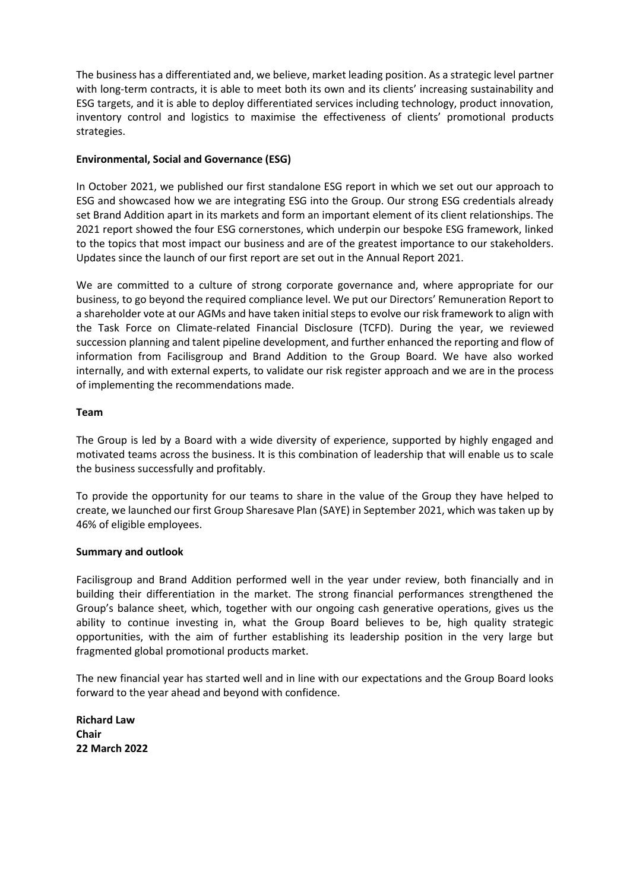The business has a differentiated and, we believe, market leading position. As a strategic level partner with long-term contracts, it is able to meet both its own and its clients' increasing sustainability and ESG targets, and it is able to deploy differentiated services including technology, product innovation, inventory control and logistics to maximise the effectiveness of clients' promotional products strategies.

**Environmental, Social and Governance (ESG)**

In October 2021, we published our first standalone ESG report in which we set out our approach to ESG and showcased how we are integrating ESG into the Group. Our strong ESG credentials already set Brand Addition apart in its markets and form an important element of its client relationships. The 2021 report showed the four ESG cornerstones, which underpin our bespoke ESG framework, linked to the topics that most impact our business and are of the greatest importance to our stakeholders. Updates since the launch of our first report are set out in the Annual Report 2021.

We are committed to a culture of strong corporate governance and, where appropriate for our business, to go beyond the required compliance level. We put our Directors' Remuneration Report to a shareholder vote at our AGMs and have taken initial steps to evolve our risk framework to align with the Task Force on Climate-related Financial Disclosure (TCFD). During the year, we reviewed succession planning and talent pipeline development, and further enhanced the reporting and flow of information from Facilisgroup and Brand Addition to the Group Board. We have also worked internally, and with external experts, to validate our risk register approach and we are in the process of implementing the recommendations made.

**Team**

The Group is led by a Board with a wide diversity of experience, supported by highly engaged and motivated teams across the business. It is this combination of leadership that will enable us to scale the business successfully and profitably.

To provide the opportunity for our teams to share in the value of the Group they have helped to create, we launched our first Group Sharesave Plan (SAYE) in September 2021, which was taken up by 46% of eligible employees.

**Summary and outlook**

Facilisgroup and Brand Addition performed well in the year under review, both financially and in building their differentiation in the market. The strong financial performances strengthened the Group's balance sheet, which, together with our ongoing cash generative operations, gives us the ability to continue investing in, what the Group Board believes to be, high quality strategic opportunities, with the aim of further establishing its leadership position in the very large but fragmented global promotional products market.

The new financial year has started well and in line with our expectations and the Group Board looks forward to the year ahead and beyond with confidence.

**Richard Law**
**Chair**
**22 March 2022**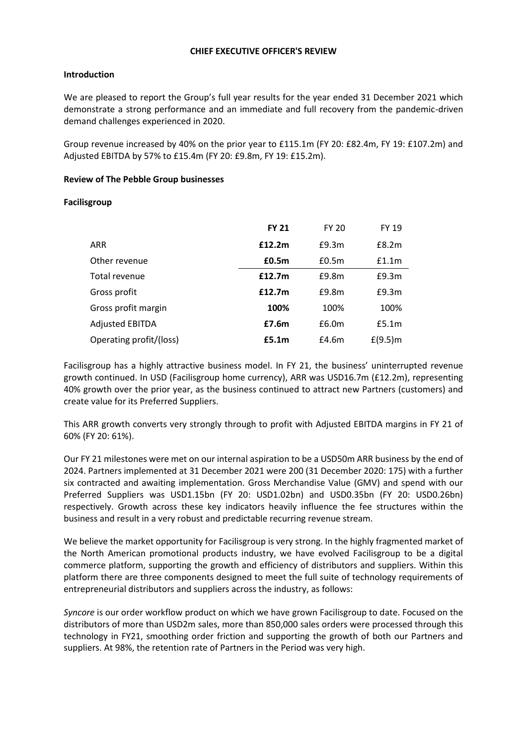**CHIEF EXECUTIVE OFFICER'S REVIEW**

**Introduction**

We are pleased to report the Group's full year results for the year ended 31 December 2021 which demonstrate a strong performance and an immediate and full recovery from the pandemic-driven demand challenges experienced in 2020.

Group revenue increased by 40% on the prior year to £115.1m (FY 20: £82.4m, FY 19: £107.2m) and Adjusted EBITDA by 57% to £15.4m (FY 20: £9.8m, FY 19: £15.2m).

**Review of The Pebble Group businesses**

**Facilisgroup**

| | **FY 21** | FY 20 | FY 19 |
|---|---|---|---|
| ARR | **£12.2m** | £9.3m | £8.2m |
| Other revenue | **£0.5m** | £0.5m | £1.1m |
| Total revenue | **£12.7m** | £9.8m | £9.3m |
| Gross profit | **£12.7m** | £9.8m | £9.3m |
| Gross profit margin | **100%** | 100% | 100% |
| Adjusted EBITDA | **£7.6m** | £6.0m | £5.1m |
| Operating profit/(loss) | **£5.1m** | £4.6m | £(9.5)m |

Facilisgroup has a highly attractive business model. In FY 21, the business' uninterrupted revenue growth continued. In USD (Facilisgroup home currency), ARR was USD16.7m (£12.2m), representing 40% growth over the prior year, as the business continued to attract new Partners (customers) and create value for its Preferred Suppliers.

This ARR growth converts very strongly through to profit with Adjusted EBITDA margins in FY 21 of 60% (FY 20: 61%).

Our FY 21 milestones were met on our internal aspiration to be a USD50m ARR business by the end of 2024. Partners implemented at 31 December 2021 were 200 (31 December 2020: 175) with a further six contracted and awaiting implementation. Gross Merchandise Value (GMV) and spend with our Preferred Suppliers was USD1.15bn (FY 20: USD1.02bn) and USD0.35bn (FY 20: USD0.26bn) respectively. Growth across these key indicators heavily influence the fee structures within the business and result in a very robust and predictable recurring revenue stream.

We believe the market opportunity for Facilisgroup is very strong. In the highly fragmented market of the North American promotional products industry, we have evolved Facilisgroup to be a digital commerce platform, supporting the growth and efficiency of distributors and suppliers. Within this platform there are three components designed to meet the full suite of technology requirements of entrepreneurial distributors and suppliers across the industry, as follows:

*Syncore* is our order workflow product on which we have grown Facilisgroup to date. Focused on the distributors of more than USD2m sales, more than 850,000 sales orders were processed through this technology in FY21, smoothing order friction and supporting the growth of both our Partners and suppliers. At 98%, the retention rate of Partners in the Period was very high.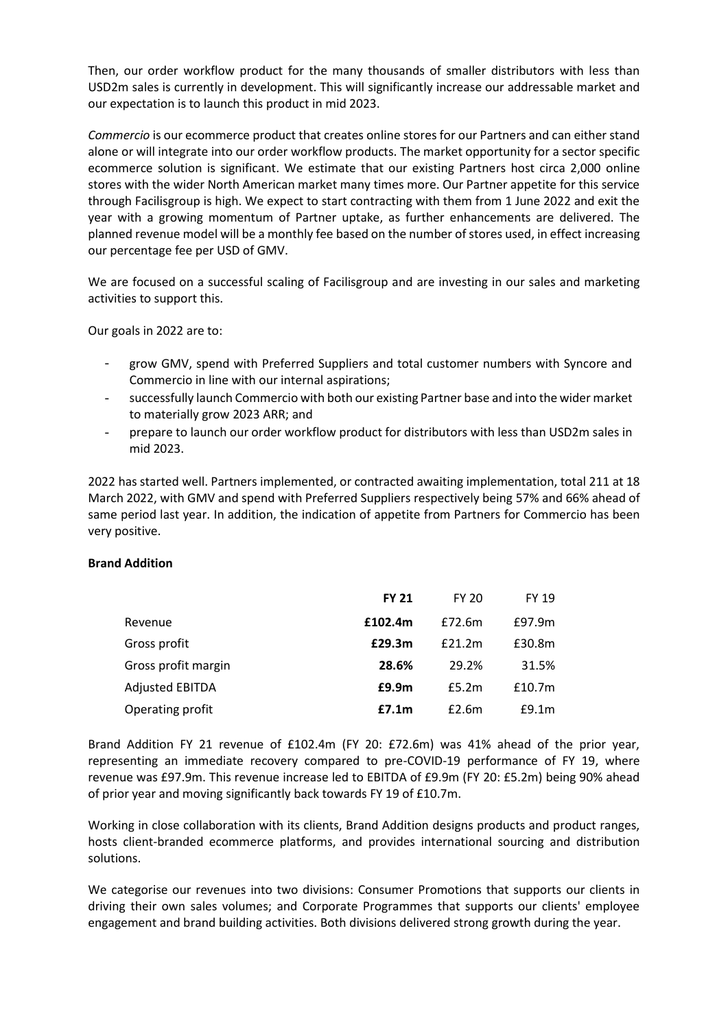Then, our order workflow product for the many thousands of smaller distributors with less than USD2m sales is currently in development. This will significantly increase our addressable market and our expectation is to launch this product in mid 2023.

*Commercio* is our ecommerce product that creates online stores for our Partners and can either stand alone or will integrate into our order workflow products. The market opportunity for a sector specific ecommerce solution is significant. We estimate that our existing Partners host circa 2,000 online stores with the wider North American market many times more. Our Partner appetite for this service through Facilisgroup is high. We expect to start contracting with them from 1 June 2022 and exit the year with a growing momentum of Partner uptake, as further enhancements are delivered. The planned revenue model will be a monthly fee based on the number of stores used, in effect increasing our percentage fee per USD of GMV.

We are focused on a successful scaling of Facilisgroup and are investing in our sales and marketing activities to support this.

Our goals in 2022 are to:

- grow GMV, spend with Preferred Suppliers and total customer numbers with Syncore and Commercio in line with our internal aspirations;
- successfully launch Commercio with both our existing Partner base and into the wider market to materially grow 2023 ARR; and
- prepare to launch our order workflow product for distributors with less than USD2m sales in mid 2023.

2022 has started well. Partners implemented, or contracted awaiting implementation, total 211 at 18 March 2022, with GMV and spend with Preferred Suppliers respectively being 57% and 66% ahead of same period last year. In addition, the indication of appetite from Partners for Commercio has been very positive.

**Brand Addition**

| | **FY 21** | FY 20 | FY 19 |
|---|---|---|---|
| Revenue | **£102.4m** | £72.6m | £97.9m |
| Gross profit | **£29.3m** | £21.2m | £30.8m |
| Gross profit margin | **28.6%** | 29.2% | 31.5% |
| Adjusted EBITDA | **£9.9m** | £5.2m | £10.7m |
| Operating profit | **£7.1m** | £2.6m | £9.1m |

Brand Addition FY 21 revenue of £102.4m (FY 20: £72.6m) was 41% ahead of the prior year, representing an immediate recovery compared to pre-COVID-19 performance of FY 19, where revenue was £97.9m. This revenue increase led to EBITDA of £9.9m (FY 20: £5.2m) being 90% ahead of prior year and moving significantly back towards FY 19 of £10.7m.

Working in close collaboration with its clients, Brand Addition designs products and product ranges, hosts client-branded ecommerce platforms, and provides international sourcing and distribution solutions.

We categorise our revenues into two divisions: Consumer Promotions that supports our clients in driving their own sales volumes; and Corporate Programmes that supports our clients' employee engagement and brand building activities. Both divisions delivered strong growth during the year.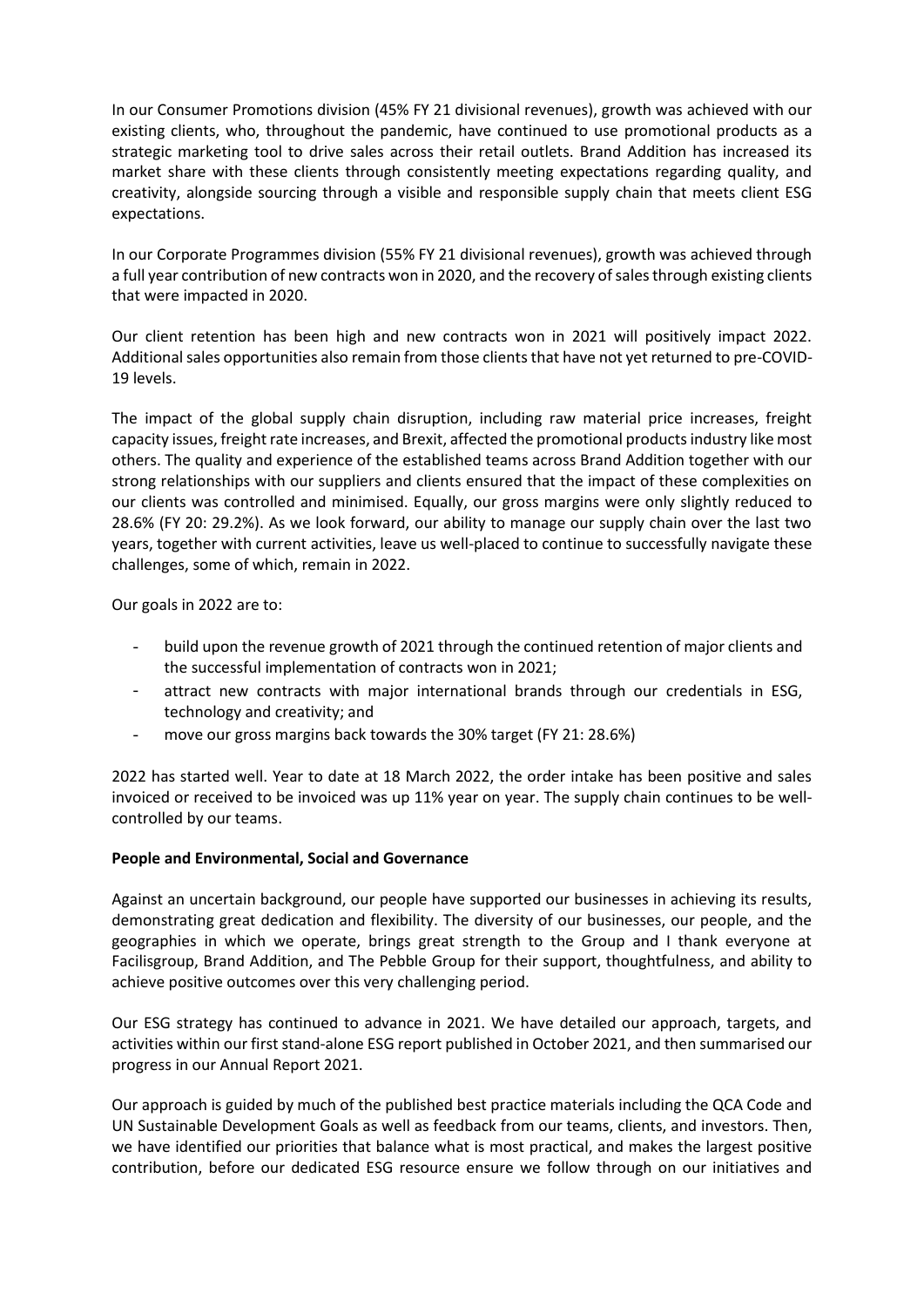In our Consumer Promotions division (45% FY 21 divisional revenues), growth was achieved with our existing clients, who, throughout the pandemic, have continued to use promotional products as a strategic marketing tool to drive sales across their retail outlets. Brand Addition has increased its market share with these clients through consistently meeting expectations regarding quality, and creativity, alongside sourcing through a visible and responsible supply chain that meets client ESG expectations.

In our Corporate Programmes division (55% FY 21 divisional revenues), growth was achieved through a full year contribution of new contracts won in 2020, and the recovery of sales through existing clients that were impacted in 2020.

Our client retention has been high and new contracts won in 2021 will positively impact 2022. Additional sales opportunities also remain from those clients that have not yet returned to pre-COVID-19 levels.

The impact of the global supply chain disruption, including raw material price increases, freight capacity issues, freight rate increases, and Brexit, affected the promotional products industry like most others. The quality and experience of the established teams across Brand Addition together with our strong relationships with our suppliers and clients ensured that the impact of these complexities on our clients was controlled and minimised. Equally, our gross margins were only slightly reduced to 28.6% (FY 20: 29.2%). As we look forward, our ability to manage our supply chain over the last two years, together with current activities, leave us well-placed to continue to successfully navigate these challenges, some of which, remain in 2022.

Our goals in 2022 are to:

- build upon the revenue growth of 2021 through the continued retention of major clients and the successful implementation of contracts won in 2021;
- attract new contracts with major international brands through our credentials in ESG, technology and creativity; and
- move our gross margins back towards the 30% target (FY 21: 28.6%)

2022 has started well. Year to date at 18 March 2022, the order intake has been positive and sales invoiced or received to be invoiced was up 11% year on year. The supply chain continues to be well-controlled by our teams.

**People and Environmental, Social and Governance**

Against an uncertain background, our people have supported our businesses in achieving its results, demonstrating great dedication and flexibility. The diversity of our businesses, our people, and the geographies in which we operate, brings great strength to the Group and I thank everyone at Facilisgroup, Brand Addition, and The Pebble Group for their support, thoughtfulness, and ability to achieve positive outcomes over this very challenging period.

Our ESG strategy has continued to advance in 2021. We have detailed our approach, targets, and activities within our first stand-alone ESG report published in October 2021, and then summarised our progress in our Annual Report 2021.

Our approach is guided by much of the published best practice materials including the QCA Code and UN Sustainable Development Goals as well as feedback from our teams, clients, and investors. Then, we have identified our priorities that balance what is most practical, and makes the largest positive contribution, before our dedicated ESG resource ensure we follow through on our initiatives and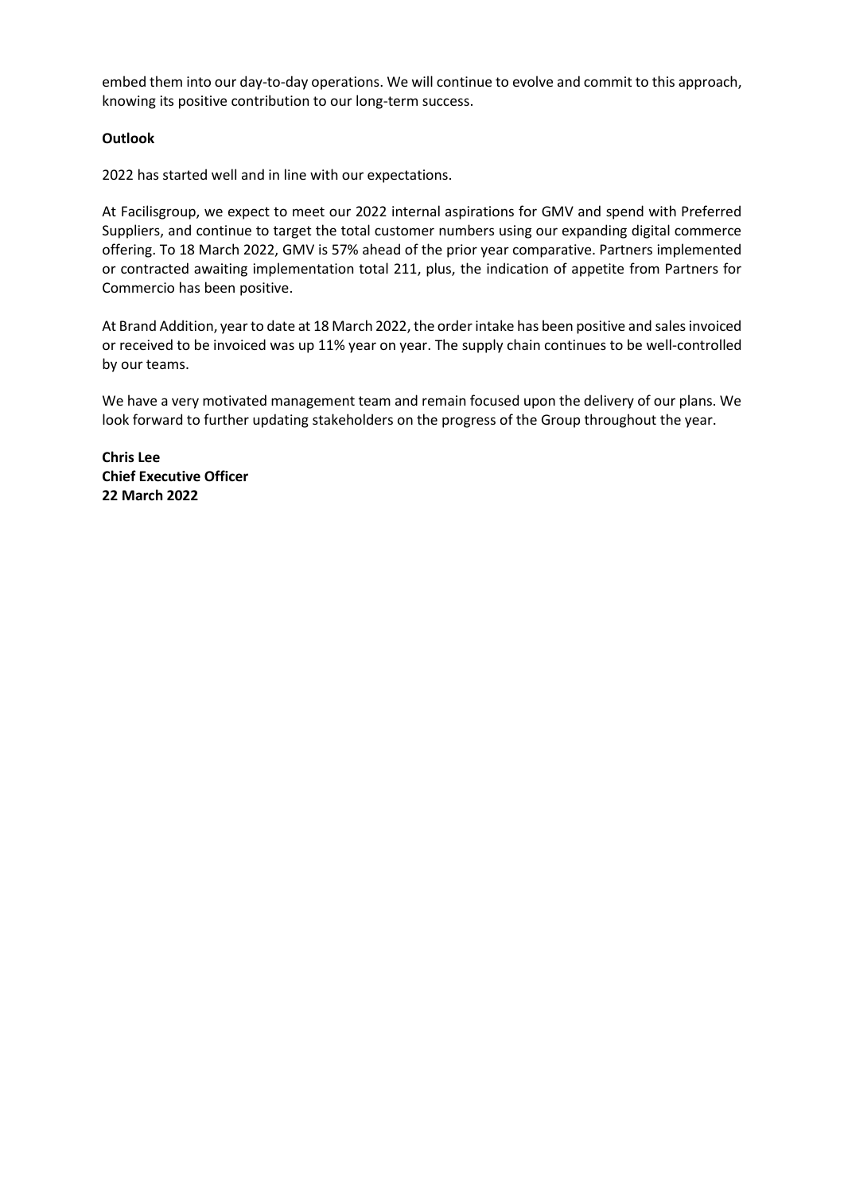embed them into our day-to-day operations. We will continue to evolve and commit to this approach, knowing its positive contribution to our long-term success.

**Outlook**

2022 has started well and in line with our expectations.

At Facilisgroup, we expect to meet our 2022 internal aspirations for GMV and spend with Preferred Suppliers, and continue to target the total customer numbers using our expanding digital commerce offering. To 18 March 2022, GMV is 57% ahead of the prior year comparative. Partners implemented or contracted awaiting implementation total 211, plus, the indication of appetite from Partners for Commercio has been positive.

At Brand Addition, year to date at 18 March 2022, the order intake has been positive and sales invoiced or received to be invoiced was up 11% year on year. The supply chain continues to be well-controlled by our teams.

We have a very motivated management team and remain focused upon the delivery of our plans. We look forward to further updating stakeholders on the progress of the Group throughout the year.

**Chris Lee**
**Chief Executive Officer**
**22 March 2022**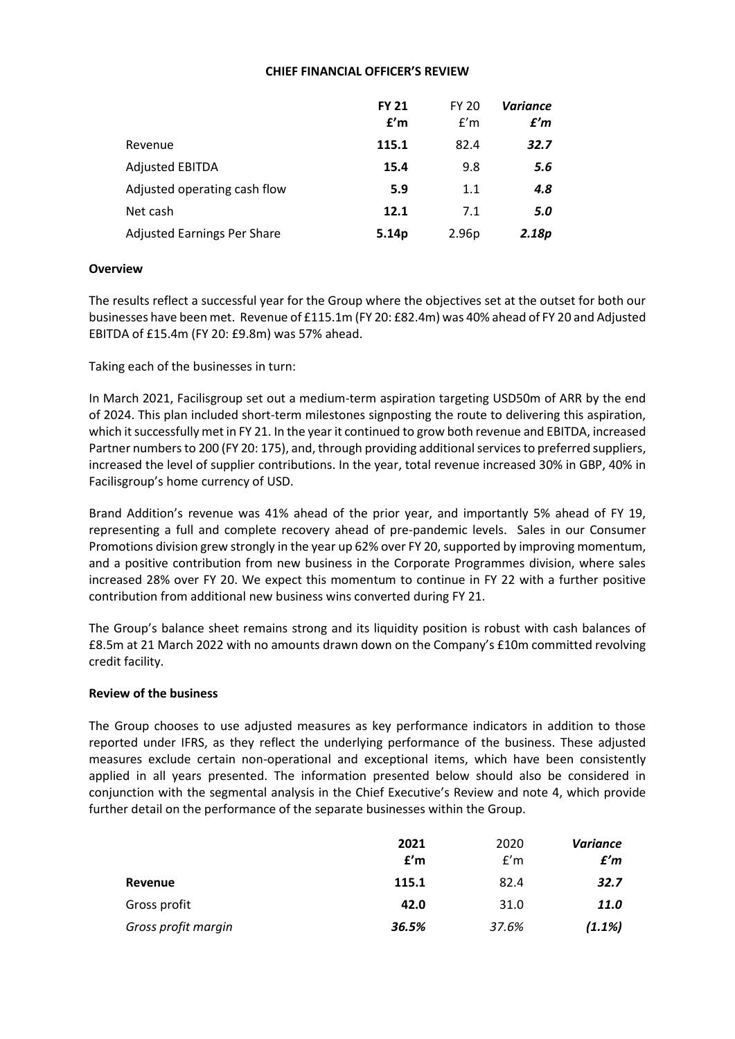## CHIEF FINANCIAL OFFICER'S REVIEW

| | FY 21 £'m | FY 20 £'m | Variance £'m |
|---|---|---|---|
| Revenue | **115.1** | 82.4 | ***32.7*** |
| Adjusted EBITDA | **15.4** | 9.8 | ***5.6*** |
| Adjusted operating cash flow | **5.9** | 1.1 | ***4.8*** |
| Net cash | **12.1** | 7.1 | ***5.0*** |
| Adjusted Earnings Per Share | **5.14p** | 2.96p | ***2.18p*** |

**Overview**

The results reflect a successful year for the Group where the objectives set at the outset for both our businesses have been met. Revenue of £115.1m (FY 20: £82.4m) was 40% ahead of FY 20 and Adjusted EBITDA of £15.4m (FY 20: £9.8m) was 57% ahead.

Taking each of the businesses in turn:

In March 2021, Facilisgroup set out a medium-term aspiration targeting USD50m of ARR by the end of 2024. This plan included short-term milestones signposting the route to delivering this aspiration, which it successfully met in FY 21. In the year it continued to grow both revenue and EBITDA, increased Partner numbers to 200 (FY 20: 175), and, through providing additional services to preferred suppliers, increased the level of supplier contributions. In the year, total revenue increased 30% in GBP, 40% in Facilisgroup's home currency of USD.

Brand Addition's revenue was 41% ahead of the prior year, and importantly 5% ahead of FY 19, representing a full and complete recovery ahead of pre-pandemic levels. Sales in our Consumer Promotions division grew strongly in the year up 62% over FY 20, supported by improving momentum, and a positive contribution from new business in the Corporate Programmes division, where sales increased 28% over FY 20. We expect this momentum to continue in FY 22 with a further positive contribution from additional new business wins converted during FY 21.

The Group's balance sheet remains strong and its liquidity position is robust with cash balances of £8.5m at 21 March 2022 with no amounts drawn down on the Company's £10m committed revolving credit facility.

**Review of the business**

The Group chooses to use adjusted measures as key performance indicators in addition to those reported under IFRS, as they reflect the underlying performance of the business. These adjusted measures exclude certain non-operational and exceptional items, which have been consistently applied in all years presented. The information presented below should also be considered in conjunction with the segmental analysis in the Chief Executive's Review and note 4, which provide further detail on the performance of the separate businesses within the Group.

| | 2021 £'m | 2020 £'m | Variance £'m |
|---|---|---|---|
| **Revenue** | **115.1** | 82.4 | ***32.7*** |
| Gross profit | **42.0** | 31.0 | ***11.0*** |
| *Gross profit margin* | ***36.5%*** | *37.6%* | ***(1.1%)*** |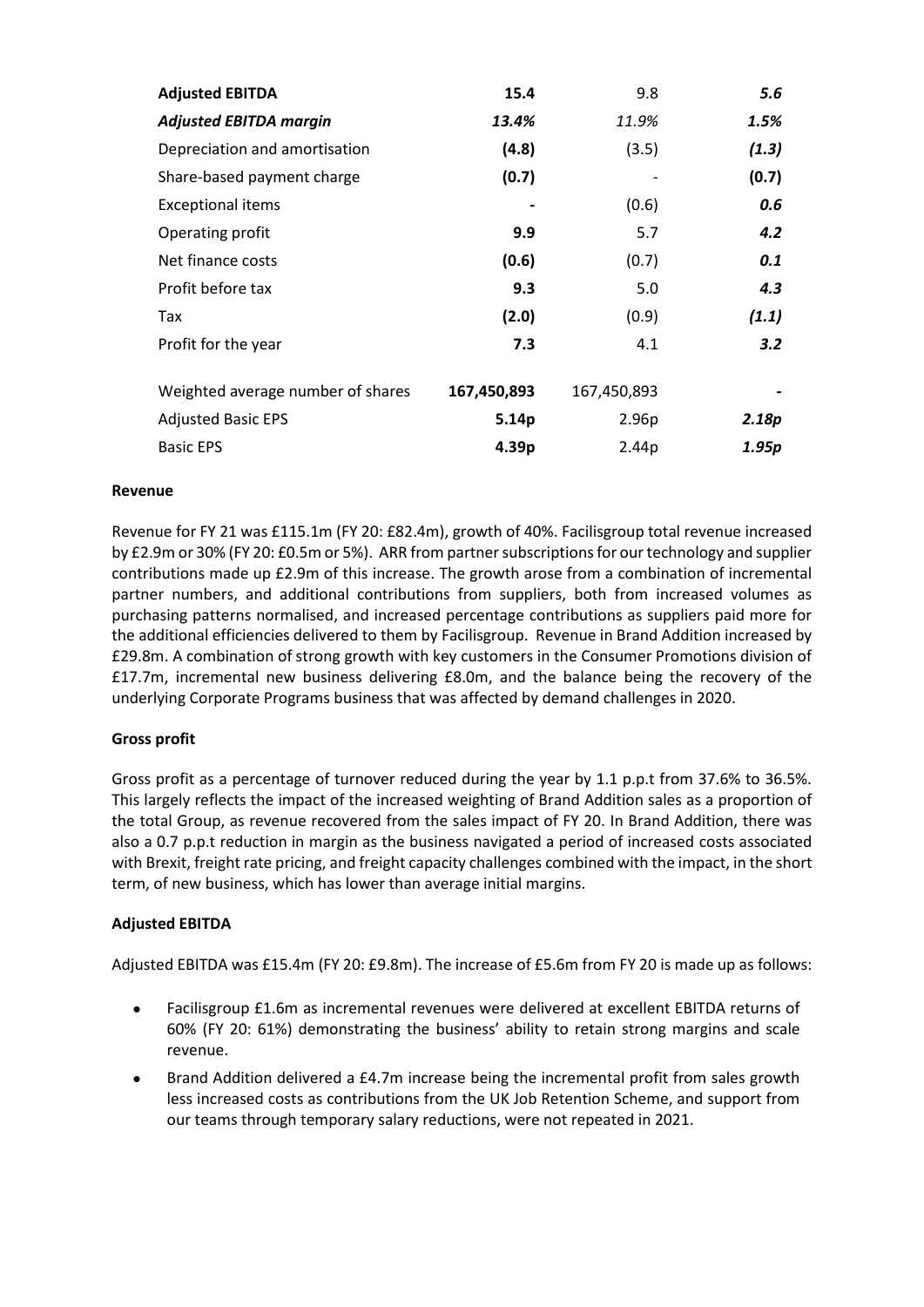| | | | |
|---|---|---|---|
| **Adjusted EBITDA** | **15.4** | 9.8 | ***5.6*** |
| ***Adjusted EBITDA margin*** | ***13.4%*** | *11.9%* | ***1.5%*** |
| Depreciation and amortisation | **(4.8)** | (3.5) | ***(1.3)*** |
| Share-based payment charge | **(0.7)** | - | **(0.7)** |
| Exceptional items | **-** | (0.6) | ***0.6*** |
| Operating profit | **9.9** | 5.7 | ***4.2*** |
| Net finance costs | **(0.6)** | (0.7) | ***0.1*** |
| Profit before tax | **9.3** | 5.0 | ***4.3*** |
| Tax | **(2.0)** | (0.9) | ***(1.1)*** |
| Profit for the year | **7.3** | 4.1 | ***3.2*** |
| | | | |
| Weighted average number of shares | **167,450,893** | 167,450,893 | **-** |
| Adjusted Basic EPS | **5.14p** | 2.96p | ***2.18p*** |
| Basic EPS | **4.39p** | 2.44p | ***1.95p*** |

**Revenue**

Revenue for FY 21 was £115.1m (FY 20: £82.4m), growth of 40%. Facilisgroup total revenue increased by £2.9m or 30% (FY 20: £0.5m or 5%). ARR from partner subscriptions for our technology and supplier contributions made up £2.9m of this increase. The growth arose from a combination of incremental partner numbers, and additional contributions from suppliers, both from increased volumes as purchasing patterns normalised, and increased percentage contributions as suppliers paid more for the additional efficiencies delivered to them by Facilisgroup. Revenue in Brand Addition increased by £29.8m. A combination of strong growth with key customers in the Consumer Promotions division of £17.7m, incremental new business delivering £8.0m, and the balance being the recovery of the underlying Corporate Programs business that was affected by demand challenges in 2020.

**Gross profit**

Gross profit as a percentage of turnover reduced during the year by 1.1 p.p.t from 37.6% to 36.5%. This largely reflects the impact of the increased weighting of Brand Addition sales as a proportion of the total Group, as revenue recovered from the sales impact of FY 20. In Brand Addition, there was also a 0.7 p.p.t reduction in margin as the business navigated a period of increased costs associated with Brexit, freight rate pricing, and freight capacity challenges combined with the impact, in the short term, of new business, which has lower than average initial margins.

**Adjusted EBITDA**

Adjusted EBITDA was £15.4m (FY 20: £9.8m). The increase of £5.6m from FY 20 is made up as follows:

- Facilisgroup £1.6m as incremental revenues were delivered at excellent EBITDA returns of 60% (FY 20: 61%) demonstrating the business' ability to retain strong margins and scale revenue.
- Brand Addition delivered a £4.7m increase being the incremental profit from sales growth less increased costs as contributions from the UK Job Retention Scheme, and support from our teams through temporary salary reductions, were not repeated in 2021.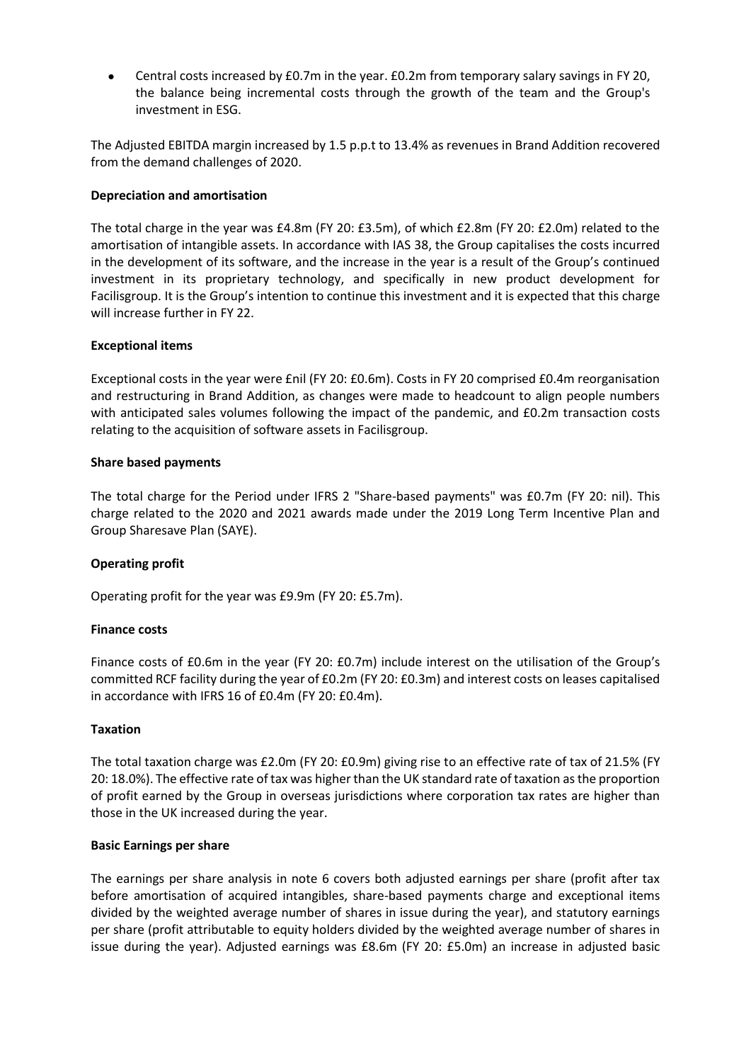- Central costs increased by £0.7m in the year. £0.2m from temporary salary savings in FY 20, the balance being incremental costs through the growth of the team and the Group's investment in ESG.

The Adjusted EBITDA margin increased by 1.5 p.p.t to 13.4% as revenues in Brand Addition recovered from the demand challenges of 2020.

**Depreciation and amortisation**

The total charge in the year was £4.8m (FY 20: £3.5m), of which £2.8m (FY 20: £2.0m) related to the amortisation of intangible assets. In accordance with IAS 38, the Group capitalises the costs incurred in the development of its software, and the increase in the year is a result of the Group's continued investment in its proprietary technology, and specifically in new product development for Facilisgroup. It is the Group's intention to continue this investment and it is expected that this charge will increase further in FY 22.

**Exceptional items**

Exceptional costs in the year were £nil (FY 20: £0.6m). Costs in FY 20 comprised £0.4m reorganisation and restructuring in Brand Addition, as changes were made to headcount to align people numbers with anticipated sales volumes following the impact of the pandemic, and £0.2m transaction costs relating to the acquisition of software assets in Facilisgroup.

**Share based payments**

The total charge for the Period under IFRS 2 "Share-based payments" was £0.7m (FY 20: nil). This charge related to the 2020 and 2021 awards made under the 2019 Long Term Incentive Plan and Group Sharesave Plan (SAYE).

**Operating profit**

Operating profit for the year was £9.9m (FY 20: £5.7m).

**Finance costs**

Finance costs of £0.6m in the year (FY 20: £0.7m) include interest on the utilisation of the Group's committed RCF facility during the year of £0.2m (FY 20: £0.3m) and interest costs on leases capitalised in accordance with IFRS 16 of £0.4m (FY 20: £0.4m).

**Taxation**

The total taxation charge was £2.0m (FY 20: £0.9m) giving rise to an effective rate of tax of 21.5% (FY 20: 18.0%). The effective rate of tax was higher than the UK standard rate of taxation as the proportion of profit earned by the Group in overseas jurisdictions where corporation tax rates are higher than those in the UK increased during the year.

**Basic Earnings per share**

The earnings per share analysis in note 6 covers both adjusted earnings per share (profit after tax before amortisation of acquired intangibles, share-based payments charge and exceptional items divided by the weighted average number of shares in issue during the year), and statutory earnings per share (profit attributable to equity holders divided by the weighted average number of shares in issue during the year). Adjusted earnings was £8.6m (FY 20: £5.0m) an increase in adjusted basic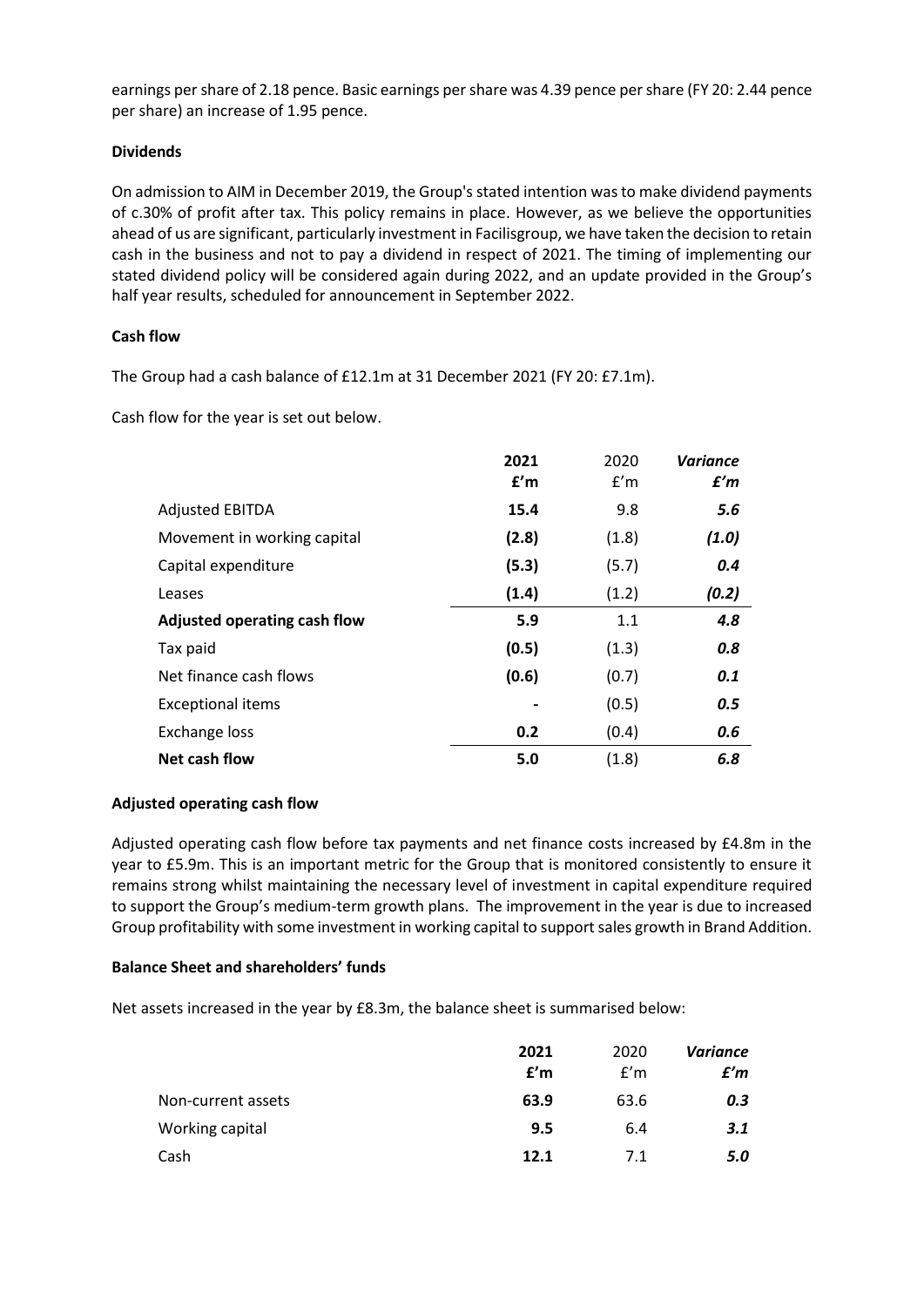earnings per share of 2.18 pence. Basic earnings per share was 4.39 pence per share (FY 20: 2.44 pence per share) an increase of 1.95 pence.

**Dividends**

On admission to AIM in December 2019, the Group's stated intention was to make dividend payments of c.30% of profit after tax. This policy remains in place. However, as we believe the opportunities ahead of us are significant, particularly investment in Facilisgroup, we have taken the decision to retain cash in the business and not to pay a dividend in respect of 2021. The timing of implementing our stated dividend policy will be considered again during 2022, and an update provided in the Group's half year results, scheduled for announcement in September 2022.

**Cash flow**

The Group had a cash balance of £12.1m at 31 December 2021 (FY 20: £7.1m).

Cash flow for the year is set out below.

| | **2021 £'m** | 2020 £'m | ***Variance £'m*** |
|---|---|---|---|
| Adjusted EBITDA | **15.4** | 9.8 | ***5.6*** |
| Movement in working capital | **(2.8)** | (1.8) | ***(1.0)*** |
| Capital expenditure | **(5.3)** | (5.7) | ***0.4*** |
| Leases | **(1.4)** | (1.2) | ***(0.2)*** |
| **Adjusted operating cash flow** | **5.9** | 1.1 | ***4.8*** |
| Tax paid | **(0.5)** | (1.3) | ***0.8*** |
| Net finance cash flows | **(0.6)** | (0.7) | ***0.1*** |
| Exceptional items | **-** | (0.5) | ***0.5*** |
| Exchange loss | **0.2** | (0.4) | ***0.6*** |
| **Net cash flow** | **5.0** | (1.8) | ***6.8*** |

**Adjusted operating cash flow**

Adjusted operating cash flow before tax payments and net finance costs increased by £4.8m in the year to £5.9m. This is an important metric for the Group that is monitored consistently to ensure it remains strong whilst maintaining the necessary level of investment in capital expenditure required to support the Group's medium-term growth plans. The improvement in the year is due to increased Group profitability with some investment in working capital to support sales growth in Brand Addition.

**Balance Sheet and shareholders' funds**

Net assets increased in the year by £8.3m, the balance sheet is summarised below:

| | **2021 £'m** | 2020 £'m | ***Variance £'m*** |
|---|---|---|---|
| Non-current assets | **63.9** | 63.6 | ***0.3*** |
| Working capital | **9.5** | 6.4 | ***3.1*** |
| Cash | **12.1** | 7.1 | ***5.0*** |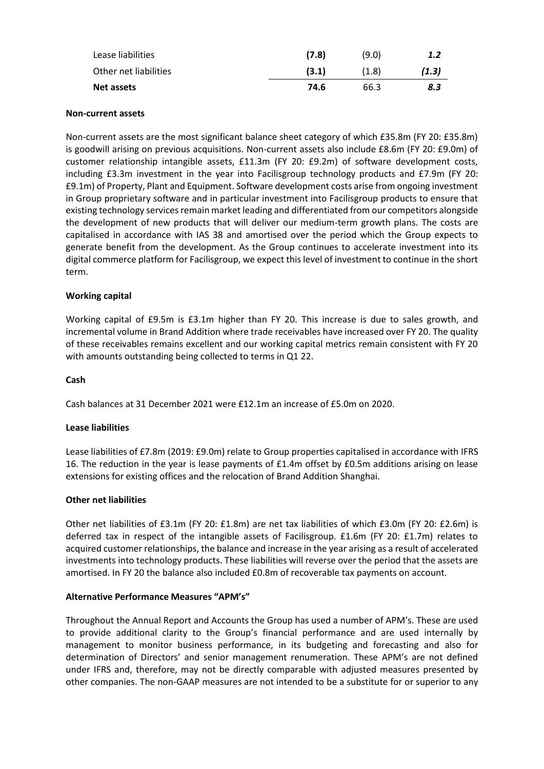| | | | |
|---|---|---|---|
| Lease liabilities | **(7.8)** | (9.0) | ***1.2*** |
| Other net liabilities | **(3.1)** | (1.8) | ***(1.3)*** |
| **Net assets** | **74.6** | 66.3 | ***8.3*** |

**Non-current assets**

Non-current assets are the most significant balance sheet category of which £35.8m (FY 20: £35.8m) is goodwill arising on previous acquisitions. Non-current assets also include £8.6m (FY 20: £9.0m) of customer relationship intangible assets, £11.3m (FY 20: £9.2m) of software development costs, including £3.3m investment in the year into Facilisgroup technology products and £7.9m (FY 20: £9.1m) of Property, Plant and Equipment. Software development costs arise from ongoing investment in Group proprietary software and in particular investment into Facilisgroup products to ensure that existing technology services remain market leading and differentiated from our competitors alongside the development of new products that will deliver our medium-term growth plans. The costs are capitalised in accordance with IAS 38 and amortised over the period which the Group expects to generate benefit from the development. As the Group continues to accelerate investment into its digital commerce platform for Facilisgroup, we expect this level of investment to continue in the short term.

**Working capital**

Working capital of £9.5m is £3.1m higher than FY 20. This increase is due to sales growth, and incremental volume in Brand Addition where trade receivables have increased over FY 20. The quality of these receivables remains excellent and our working capital metrics remain consistent with FY 20 with amounts outstanding being collected to terms in Q1 22.

**Cash**

Cash balances at 31 December 2021 were £12.1m an increase of £5.0m on 2020.

**Lease liabilities**

Lease liabilities of £7.8m (2019: £9.0m) relate to Group properties capitalised in accordance with IFRS 16. The reduction in the year is lease payments of £1.4m offset by £0.5m additions arising on lease extensions for existing offices and the relocation of Brand Addition Shanghai.

**Other net liabilities**

Other net liabilities of £3.1m (FY 20: £1.8m) are net tax liabilities of which £3.0m (FY 20: £2.6m) is deferred tax in respect of the intangible assets of Facilisgroup. £1.6m (FY 20: £1.7m) relates to acquired customer relationships, the balance and increase in the year arising as a result of accelerated investments into technology products. These liabilities will reverse over the period that the assets are amortised. In FY 20 the balance also included £0.8m of recoverable tax payments on account.

**Alternative Performance Measures "APM's"**

Throughout the Annual Report and Accounts the Group has used a number of APM's. These are used to provide additional clarity to the Group's financial performance and are used internally by management to monitor business performance, in its budgeting and forecasting and also for determination of Directors' and senior management renumeration. These APM's are not defined under IFRS and, therefore, may not be directly comparable with adjusted measures presented by other companies. The non-GAAP measures are not intended to be a substitute for or superior to any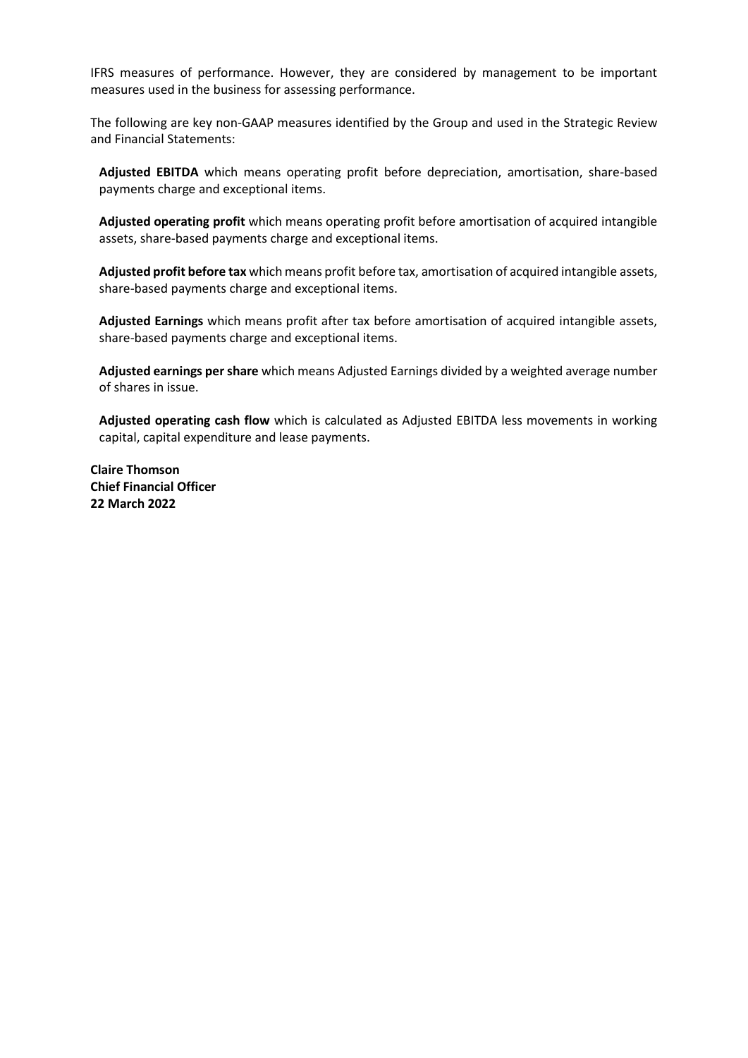IFRS measures of performance. However, they are considered by management to be important measures used in the business for assessing performance.

The following are key non-GAAP measures identified by the Group and used in the Strategic Review and Financial Statements:

**Adjusted EBITDA** which means operating profit before depreciation, amortisation, share-based payments charge and exceptional items.

**Adjusted operating profit** which means operating profit before amortisation of acquired intangible assets, share-based payments charge and exceptional items.

**Adjusted profit before tax** which means profit before tax, amortisation of acquired intangible assets, share-based payments charge and exceptional items.

**Adjusted Earnings** which means profit after tax before amortisation of acquired intangible assets, share-based payments charge and exceptional items.

**Adjusted earnings per share** which means Adjusted Earnings divided by a weighted average number of shares in issue.

**Adjusted operating cash flow** which is calculated as Adjusted EBITDA less movements in working capital, capital expenditure and lease payments.

**Claire Thomson**
**Chief Financial Officer**
**22 March 2022**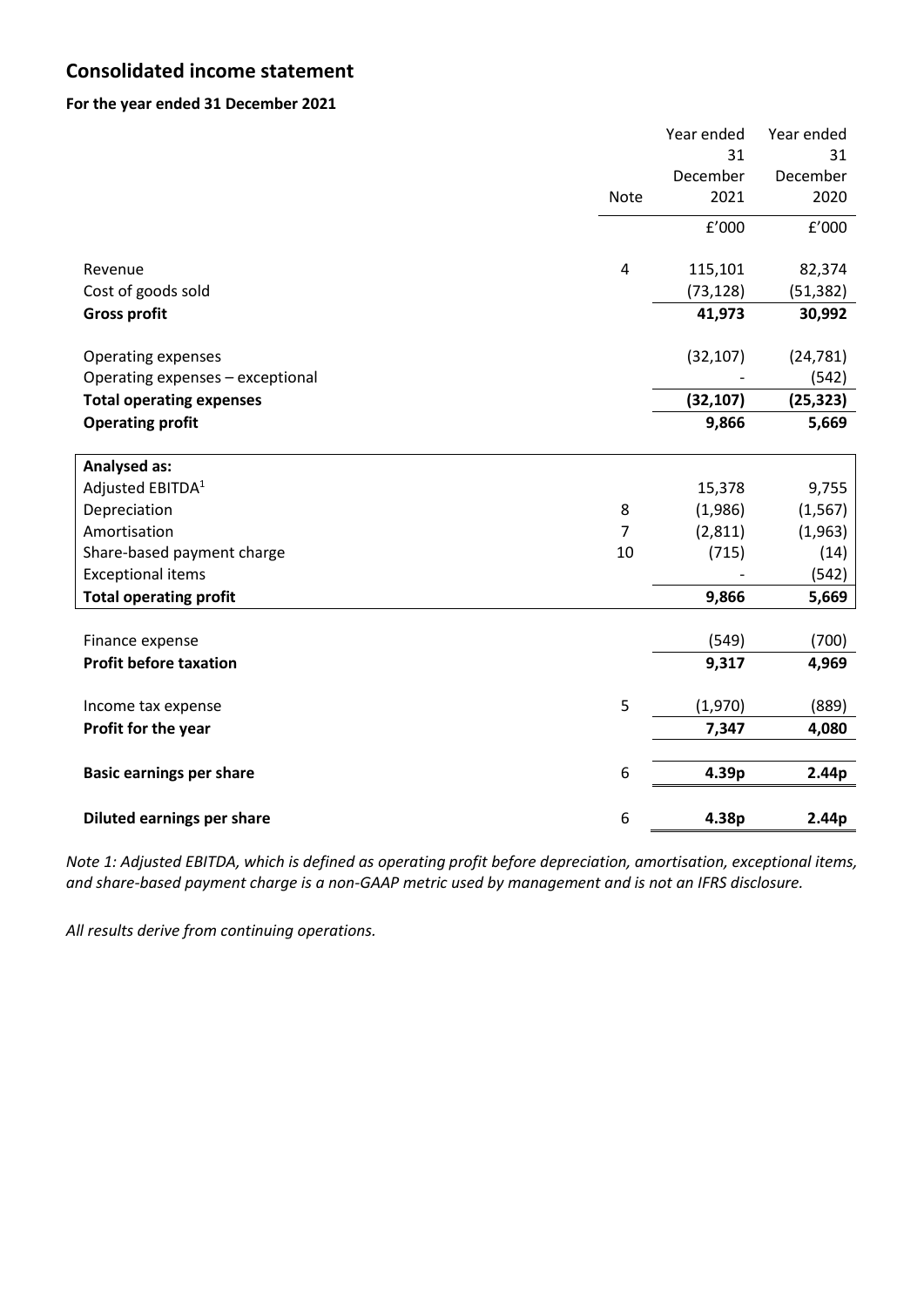## Consolidated income statement

**For the year ended 31 December 2021**

| | Note | Year ended 31 December 2021 | Year ended 31 December 2020 |
|---|---|---|---|
| | | £'000 | £'000 |
| Revenue | 4 | 115,101 | 82,374 |
| Cost of goods sold | | (73,128) | (51,382) |
| **Gross profit** | | **41,973** | **30,992** |
| Operating expenses | | (32,107) | (24,781) |
| Operating expenses – exceptional | | - | (542) |
| **Total operating expenses** | | **(32,107)** | **(25,323)** |
| **Operating profit** | | **9,866** | **5,669** |
| **Analysed as:** | | | |
| Adjusted EBITDA[1] | | 15,378 | 9,755 |
| Depreciation | 8 | (1,986) | (1,567) |
| Amortisation | 7 | (2,811) | (1,963) |
| Share-based payment charge | 10 | (715) | (14) |
| Exceptional items | | - | (542) |
| **Total operating profit** | | **9,866** | **5,669** |
| Finance expense | | (549) | (700) |
| **Profit before taxation** | | **9,317** | **4,969** |
| Income tax expense | 5 | (1,970) | (889) |
| **Profit for the year** | | **7,347** | **4,080** |
| **Basic earnings per share** | 6 | **4.39p** | **2.44p** |
| **Diluted earnings per share** | 6 | **4.38p** | **2.44p** |

*Note 1: Adjusted EBITDA, which is defined as operating profit before depreciation, amortisation, exceptional items, and share-based payment charge is a non-GAAP metric used by management and is not an IFRS disclosure.*

*All results derive from continuing operations.*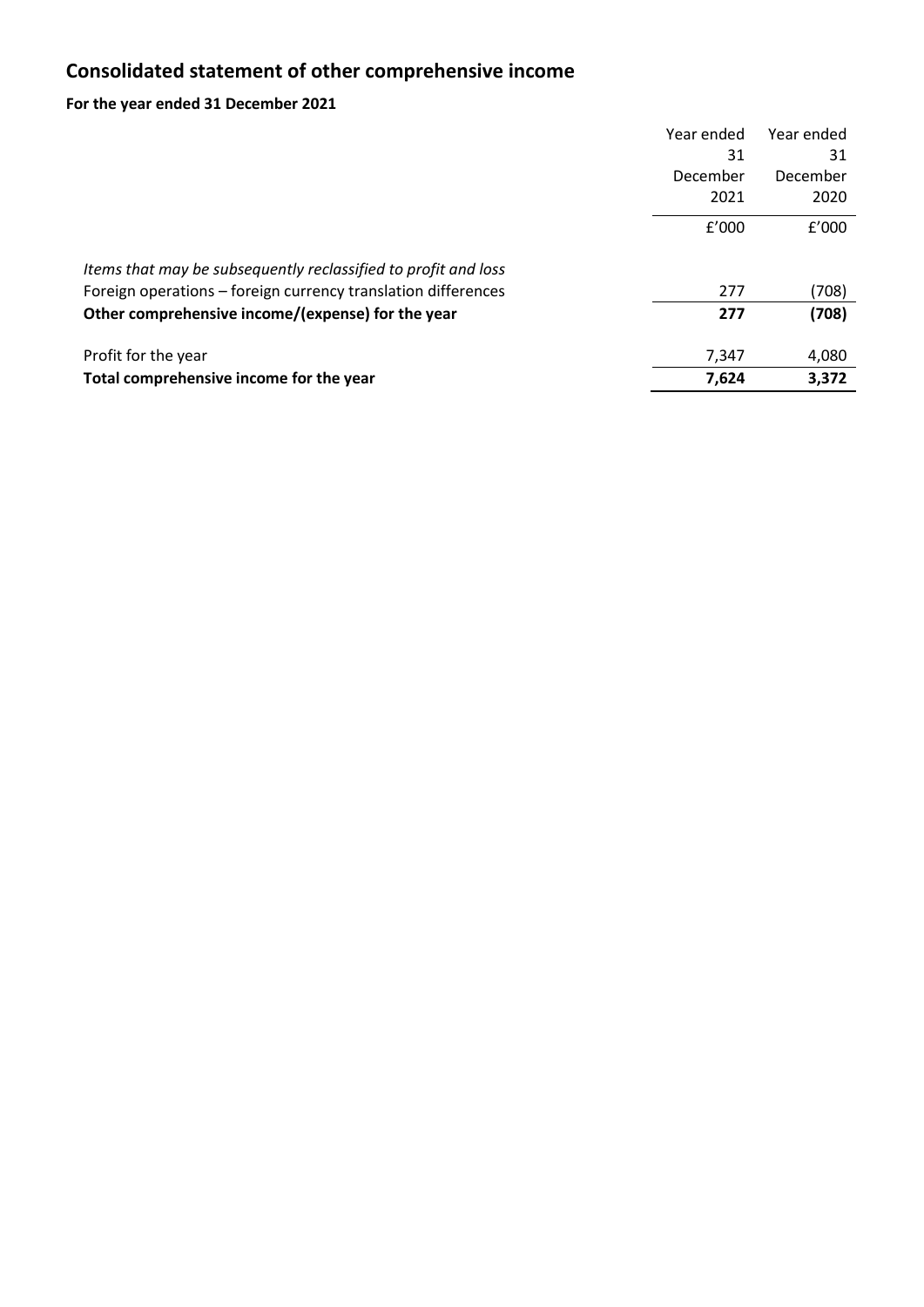# Consolidated statement of other comprehensive income

**For the year ended 31 December 2021**

| | Year ended 31 December 2021 | Year ended 31 December 2020 |
|---|---|---|
| | £'000 | £'000 |
| *Items that may be subsequently reclassified to profit and loss* | | |
| Foreign operations – foreign currency translation differences | 277 | (708) |
| **Other comprehensive income/(expense) for the year** | **277** | **(708)** |
| Profit for the year | 7,347 | 4,080 |
| **Total comprehensive income for the year** | **7,624** | **3,372** |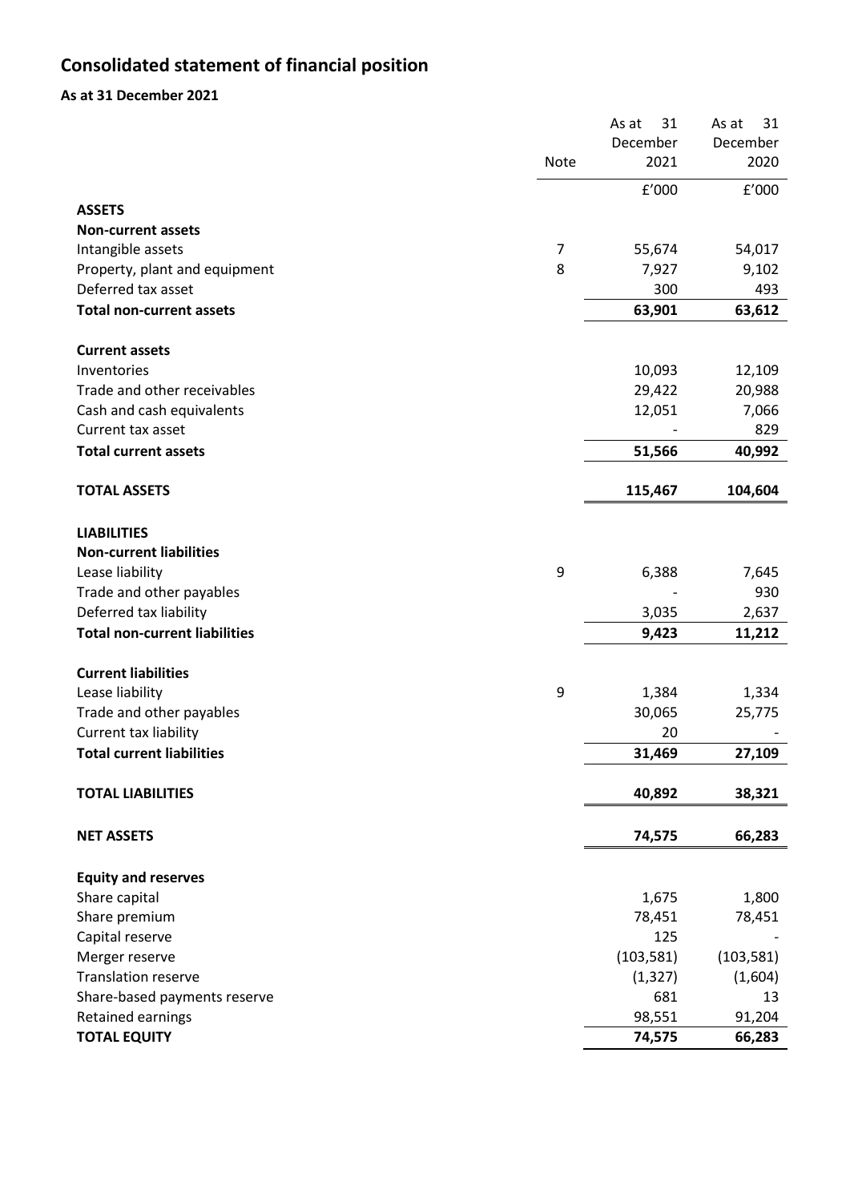# Consolidated statement of financial position

**As at 31 December 2021**

| | Note | As at 31 December 2021 | As at 31 December 2020 |
|---|---|---|---|
| | | £'000 | £'000 |
| **ASSETS** | | | |
| **Non-current assets** | | | |
| Intangible assets | 7 | 55,674 | 54,017 |
| Property, plant and equipment | 8 | 7,927 | 9,102 |
| Deferred tax asset | | 300 | 493 |
| **Total non-current assets** | | **63,901** | **63,612** |
| | | | |
| **Current assets** | | | |
| Inventories | | 10,093 | 12,109 |
| Trade and other receivables | | 29,422 | 20,988 |
| Cash and cash equivalents | | 12,051 | 7,066 |
| Current tax asset | | - | 829 |
| **Total current assets** | | **51,566** | **40,992** |
| | | | |
| **TOTAL ASSETS** | | **115,467** | **104,604** |
| | | | |
| **LIABILITIES** | | | |
| **Non-current liabilities** | | | |
| Lease liability | 9 | 6,388 | 7,645 |
| Trade and other payables | | - | 930 |
| Deferred tax liability | | 3,035 | 2,637 |
| **Total non-current liabilities** | | **9,423** | **11,212** |
| | | | |
| **Current liabilities** | | | |
| Lease liability | 9 | 1,384 | 1,334 |
| Trade and other payables | | 30,065 | 25,775 |
| Current tax liability | | 20 | - |
| **Total current liabilities** | | **31,469** | **27,109** |
| | | | |
| **TOTAL LIABILITIES** | | **40,892** | **38,321** |
| | | | |
| **NET ASSETS** | | **74,575** | **66,283** |
| | | | |
| **Equity and reserves** | | | |
| Share capital | | 1,675 | 1,800 |
| Share premium | | 78,451 | 78,451 |
| Capital reserve | | 125 | - |
| Merger reserve | | (103,581) | (103,581) |
| Translation reserve | | (1,327) | (1,604) |
| Share-based payments reserve | | 681 | 13 |
| Retained earnings | | 98,551 | 91,204 |
| **TOTAL EQUITY** | | **74,575** | **66,283** |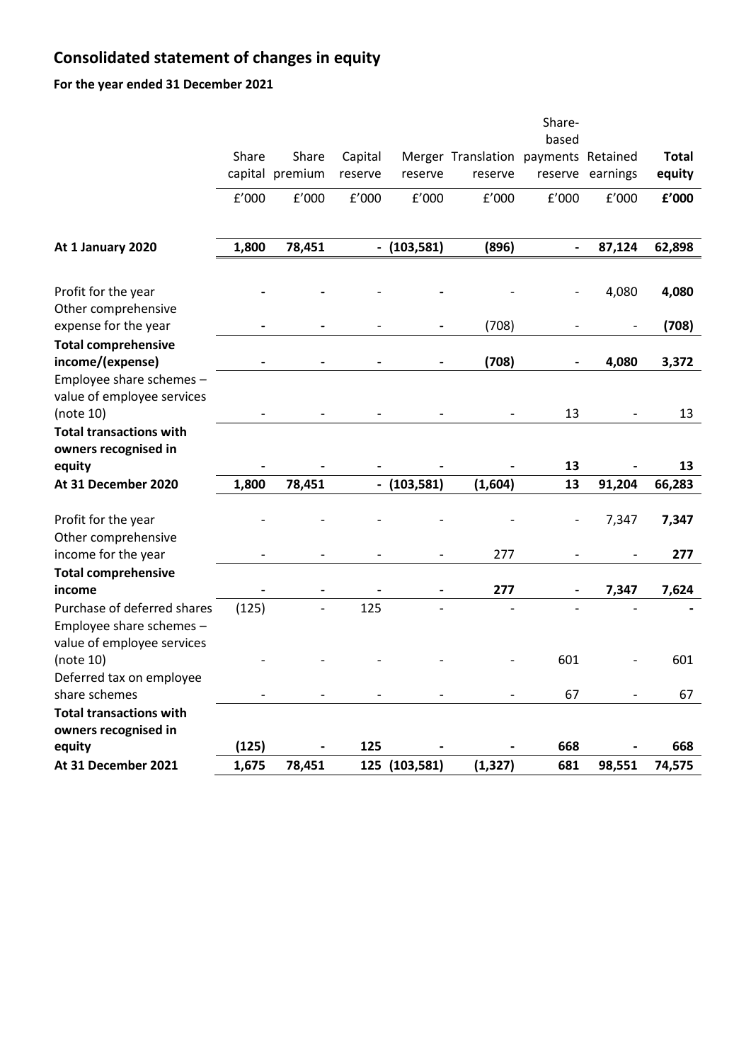# Consolidated statement of changes in equity

**For the year ended 31 December 2021**

| | Share capital | Share premium | Capital reserve | Merger reserve | Translation reserve | Share-based payments reserve | Retained earnings | **Total equity** |
|---|---|---|---|---|---|---|---|---|
| | £'000 | £'000 | £'000 | £'000 | £'000 | £'000 | £'000 | **£'000** |
| **At 1 January 2020** | **1,800** | **78,451** | **-** | **(103,581)** | **(896)** | **-** | **87,124** | **62,898** |
| Profit for the year | **-** | **-** | - | **-** | - | - | 4,080 | **4,080** |
| Other comprehensive expense for the year | **-** | **-** | - | **-** | (708) | - | - | **(708)** |
| **Total comprehensive income/(expense)** | **-** | **-** | **-** | **-** | **(708)** | **-** | **4,080** | **3,372** |
| Employee share schemes – value of employee services (note 10) | - | - | - | - | - | 13 | - | 13 |
| **Total transactions with owners recognised in equity** | **-** | **-** | **-** | **-** | **-** | **13** | **-** | **13** |
| **At 31 December 2020** | **1,800** | **78,451** | **-** | **(103,581)** | **(1,604)** | **13** | **91,204** | **66,283** |
| Profit for the year | - | - | - | - | - | - | 7,347 | **7,347** |
| Other comprehensive income for the year | - | - | - | - | 277 | - | - | **277** |
| **Total comprehensive income** | **-** | **-** | **-** | **-** | **277** | **-** | **7,347** | **7,624** |
| Purchase of deferred shares | (125) | - | 125 | - | - | - | - | **-** |
| Employee share schemes – value of employee services (note 10) | - | - | - | - | - | 601 | - | 601 |
| Deferred tax on employee share schemes | - | - | - | - | - | 67 | - | 67 |
| **Total transactions with owners recognised in equity** | **(125)** | **-** | **125** | **-** | **-** | **668** | **-** | **668** |
| **At 31 December 2021** | **1,675** | **78,451** | **125** | **(103,581)** | **(1,327)** | **681** | **98,551** | **74,575** |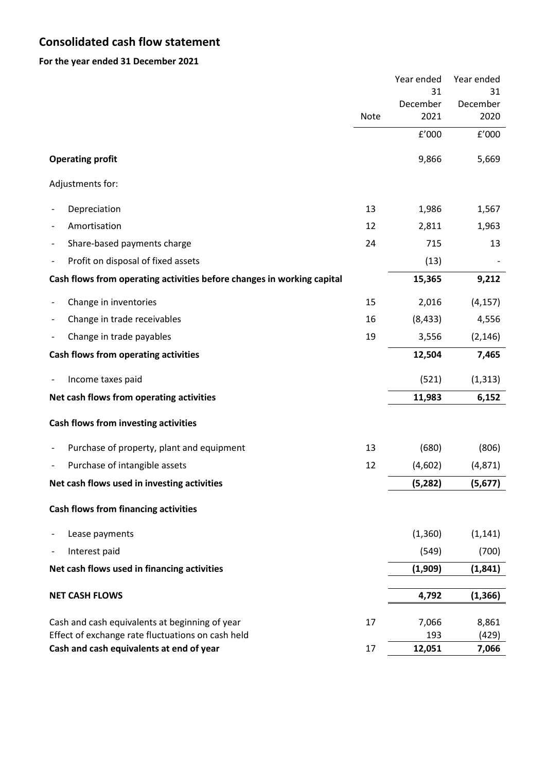# Consolidated cash flow statement

**For the year ended 31 December 2021**

| | Note | Year ended 31 December 2021 | Year ended 31 December 2020 |
|---|---|---|---|
| | | £'000 | £'000 |
| **Operating profit** | | 9,866 | 5,669 |
| Adjustments for: | | | |
| - Depreciation | 13 | 1,986 | 1,567 |
| - Amortisation | 12 | 2,811 | 1,963 |
| - Share-based payments charge | 24 | 715 | 13 |
| - Profit on disposal of fixed assets | | (13) | - |
| **Cash flows from operating activities before changes in working capital** | | **15,365** | **9,212** |
| - Change in inventories | 15 | 2,016 | (4,157) |
| - Change in trade receivables | 16 | (8,433) | 4,556 |
| - Change in trade payables | 19 | 3,556 | (2,146) |
| **Cash flows from operating activities** | | **12,504** | **7,465** |
| - Income taxes paid | | (521) | (1,313) |
| **Net cash flows from operating activities** | | **11,983** | **6,152** |
| **Cash flows from investing activities** | | | |
| - Purchase of property, plant and equipment | 13 | (680) | (806) |
| - Purchase of intangible assets | 12 | (4,602) | (4,871) |
| **Net cash flows used in investing activities** | | **(5,282)** | **(5,677)** |
| **Cash flows from financing activities** | | | |
| - Lease payments | | (1,360) | (1,141) |
| - Interest paid | | (549) | (700) |
| **Net cash flows used in financing activities** | | **(1,909)** | **(1,841)** |
| **NET CASH FLOWS** | | **4,792** | **(1,366)** |
| Cash and cash equivalents at beginning of year | 17 | 7,066 | 8,861 |
| Effect of exchange rate fluctuations on cash held | | 193 | (429) |
| **Cash and cash equivalents at end of year** | 17 | **12,051** | **7,066** |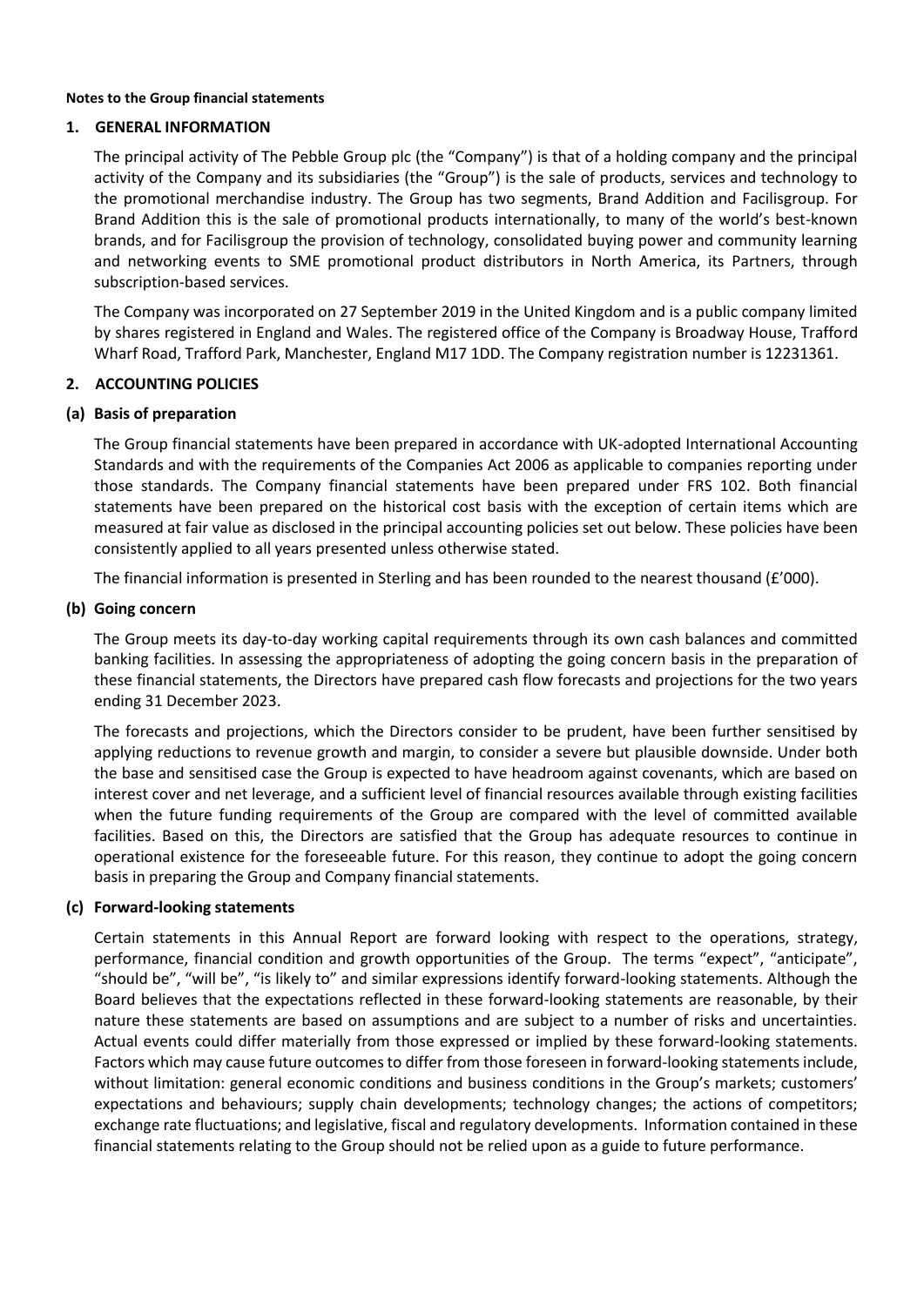**Notes to the Group financial statements**

## 1. GENERAL INFORMATION

The principal activity of The Pebble Group plc (the "Company") is that of a holding company and the principal activity of the Company and its subsidiaries (the "Group") is the sale of products, services and technology to the promotional merchandise industry. The Group has two segments, Brand Addition and Facilisgroup. For Brand Addition this is the sale of promotional products internationally, to many of the world's best-known brands, and for Facilisgroup the provision of technology, consolidated buying power and community learning and networking events to SME promotional product distributors in North America, its Partners, through subscription-based services.

The Company was incorporated on 27 September 2019 in the United Kingdom and is a public company limited by shares registered in England and Wales. The registered office of the Company is Broadway House, Trafford Wharf Road, Trafford Park, Manchester, England M17 1DD. The Company registration number is 12231361.

## 2. ACCOUNTING POLICIES

### (a) Basis of preparation

The Group financial statements have been prepared in accordance with UK-adopted International Accounting Standards and with the requirements of the Companies Act 2006 as applicable to companies reporting under those standards. The Company financial statements have been prepared under FRS 102. Both financial statements have been prepared on the historical cost basis with the exception of certain items which are measured at fair value as disclosed in the principal accounting policies set out below. These policies have been consistently applied to all years presented unless otherwise stated.

The financial information is presented in Sterling and has been rounded to the nearest thousand (£'000).

### (b) Going concern

The Group meets its day-to-day working capital requirements through its own cash balances and committed banking facilities. In assessing the appropriateness of adopting the going concern basis in the preparation of these financial statements, the Directors have prepared cash flow forecasts and projections for the two years ending 31 December 2023.

The forecasts and projections, which the Directors consider to be prudent, have been further sensitised by applying reductions to revenue growth and margin, to consider a severe but plausible downside. Under both the base and sensitised case the Group is expected to have headroom against covenants, which are based on interest cover and net leverage, and a sufficient level of financial resources available through existing facilities when the future funding requirements of the Group are compared with the level of committed available facilities. Based on this, the Directors are satisfied that the Group has adequate resources to continue in operational existence for the foreseeable future. For this reason, they continue to adopt the going concern basis in preparing the Group and Company financial statements.

### (c) Forward-looking statements

Certain statements in this Annual Report are forward looking with respect to the operations, strategy, performance, financial condition and growth opportunities of the Group. The terms "expect", "anticipate", "should be", "will be", "is likely to" and similar expressions identify forward-looking statements. Although the Board believes that the expectations reflected in these forward-looking statements are reasonable, by their nature these statements are based on assumptions and are subject to a number of risks and uncertainties. Actual events could differ materially from those expressed or implied by these forward-looking statements. Factors which may cause future outcomes to differ from those foreseen in forward-looking statements include, without limitation: general economic conditions and business conditions in the Group's markets; customers' expectations and behaviours; supply chain developments; technology changes; the actions of competitors; exchange rate fluctuations; and legislative, fiscal and regulatory developments. Information contained in these financial statements relating to the Group should not be relied upon as a guide to future performance.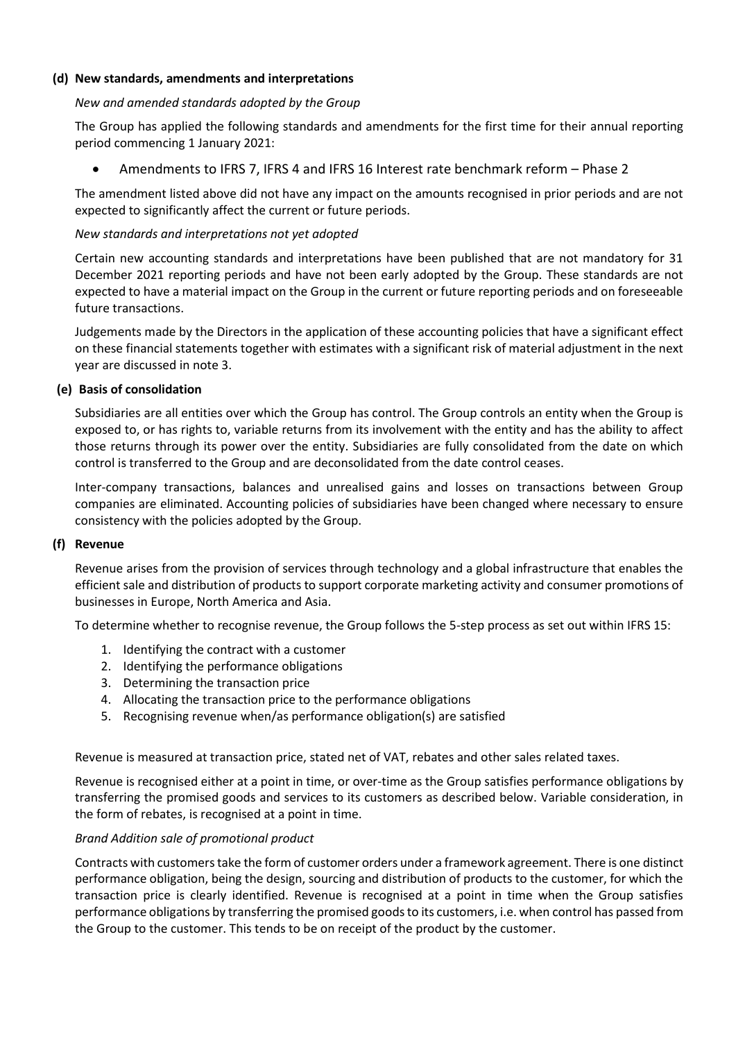**(d) New standards, amendments and interpretations**

*New and amended standards adopted by the Group*

The Group has applied the following standards and amendments for the first time for their annual reporting period commencing 1 January 2021:

- Amendments to IFRS 7, IFRS 4 and IFRS 16 Interest rate benchmark reform – Phase 2

The amendment listed above did not have any impact on the amounts recognised in prior periods and are not expected to significantly affect the current or future periods.

*New standards and interpretations not yet adopted*

Certain new accounting standards and interpretations have been published that are not mandatory for 31 December 2021 reporting periods and have not been early adopted by the Group. These standards are not expected to have a material impact on the Group in the current or future reporting periods and on foreseeable future transactions.

Judgements made by the Directors in the application of these accounting policies that have a significant effect on these financial statements together with estimates with a significant risk of material adjustment in the next year are discussed in note 3.

**(e) Basis of consolidation**

Subsidiaries are all entities over which the Group has control. The Group controls an entity when the Group is exposed to, or has rights to, variable returns from its involvement with the entity and has the ability to affect those returns through its power over the entity. Subsidiaries are fully consolidated from the date on which control is transferred to the Group and are deconsolidated from the date control ceases.

Inter-company transactions, balances and unrealised gains and losses on transactions between Group companies are eliminated. Accounting policies of subsidiaries have been changed where necessary to ensure consistency with the policies adopted by the Group.

**(f) Revenue**

Revenue arises from the provision of services through technology and a global infrastructure that enables the efficient sale and distribution of products to support corporate marketing activity and consumer promotions of businesses in Europe, North America and Asia.

To determine whether to recognise revenue, the Group follows the 5-step process as set out within IFRS 15:

1. Identifying the contract with a customer
2. Identifying the performance obligations
3. Determining the transaction price
4. Allocating the transaction price to the performance obligations
5. Recognising revenue when/as performance obligation(s) are satisfied

Revenue is measured at transaction price, stated net of VAT, rebates and other sales related taxes.

Revenue is recognised either at a point in time, or over-time as the Group satisfies performance obligations by transferring the promised goods and services to its customers as described below. Variable consideration, in the form of rebates, is recognised at a point in time.

*Brand Addition sale of promotional product*

Contracts with customers take the form of customer orders under a framework agreement. There is one distinct performance obligation, being the design, sourcing and distribution of products to the customer, for which the transaction price is clearly identified. Revenue is recognised at a point in time when the Group satisfies performance obligations by transferring the promised goods to its customers, i.e. when control has passed from the Group to the customer. This tends to be on receipt of the product by the customer.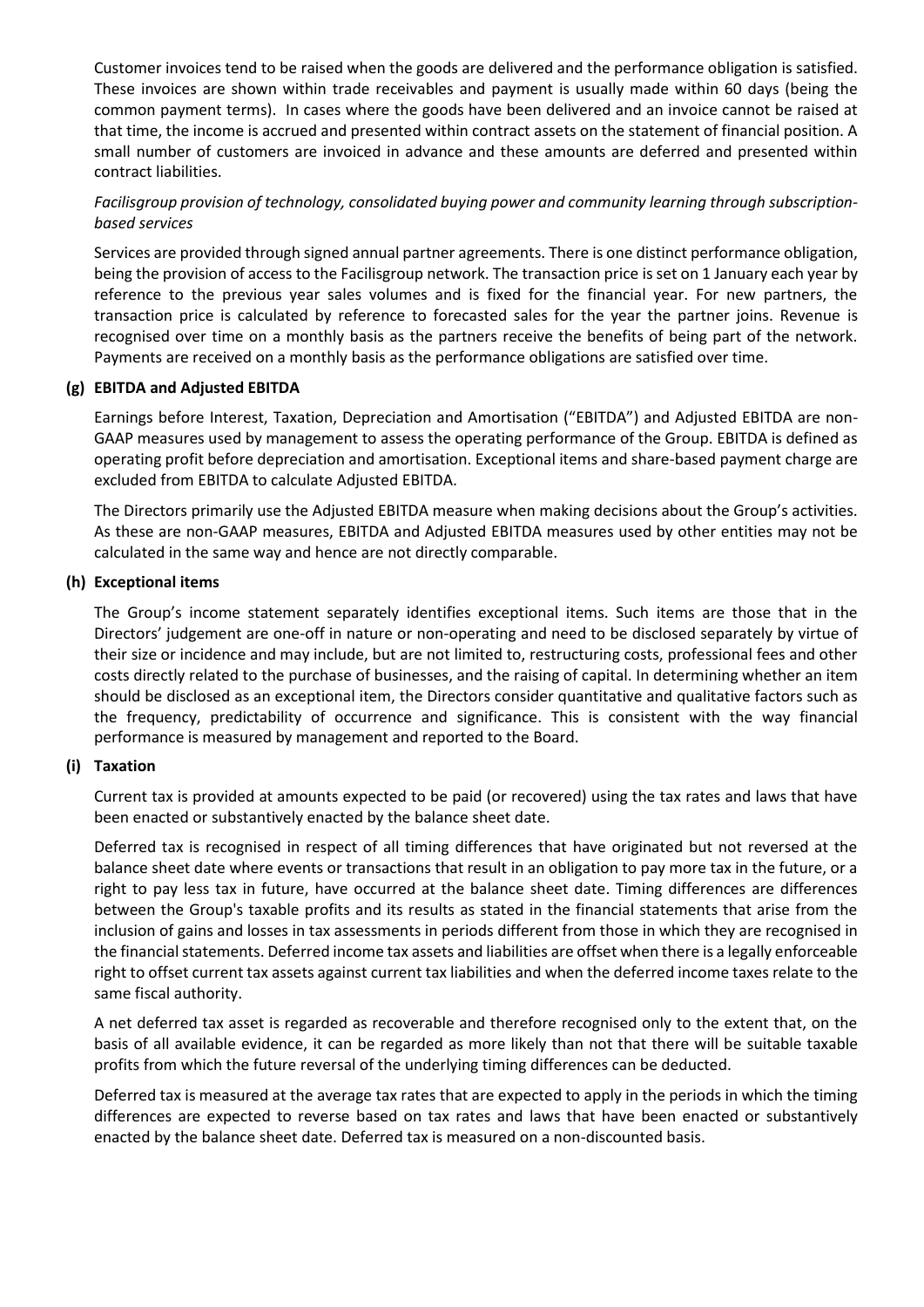Customer invoices tend to be raised when the goods are delivered and the performance obligation is satisfied. These invoices are shown within trade receivables and payment is usually made within 60 days (being the common payment terms). In cases where the goods have been delivered and an invoice cannot be raised at that time, the income is accrued and presented within contract assets on the statement of financial position. A small number of customers are invoiced in advance and these amounts are deferred and presented within contract liabilities.

*Facilisgroup provision of technology, consolidated buying power and community learning through subscription-based services*

Services are provided through signed annual partner agreements. There is one distinct performance obligation, being the provision of access to the Facilisgroup network. The transaction price is set on 1 January each year by reference to the previous year sales volumes and is fixed for the financial year. For new partners, the transaction price is calculated by reference to forecasted sales for the year the partner joins. Revenue is recognised over time on a monthly basis as the partners receive the benefits of being part of the network. Payments are received on a monthly basis as the performance obligations are satisfied over time.

**(g) EBITDA and Adjusted EBITDA**

Earnings before Interest, Taxation, Depreciation and Amortisation ("EBITDA") and Adjusted EBITDA are non-GAAP measures used by management to assess the operating performance of the Group. EBITDA is defined as operating profit before depreciation and amortisation. Exceptional items and share-based payment charge are excluded from EBITDA to calculate Adjusted EBITDA.

The Directors primarily use the Adjusted EBITDA measure when making decisions about the Group's activities. As these are non-GAAP measures, EBITDA and Adjusted EBITDA measures used by other entities may not be calculated in the same way and hence are not directly comparable.

**(h) Exceptional items**

The Group's income statement separately identifies exceptional items. Such items are those that in the Directors' judgement are one-off in nature or non-operating and need to be disclosed separately by virtue of their size or incidence and may include, but are not limited to, restructuring costs, professional fees and other costs directly related to the purchase of businesses, and the raising of capital. In determining whether an item should be disclosed as an exceptional item, the Directors consider quantitative and qualitative factors such as the frequency, predictability of occurrence and significance. This is consistent with the way financial performance is measured by management and reported to the Board.

**(i) Taxation**

Current tax is provided at amounts expected to be paid (or recovered) using the tax rates and laws that have been enacted or substantively enacted by the balance sheet date.

Deferred tax is recognised in respect of all timing differences that have originated but not reversed at the balance sheet date where events or transactions that result in an obligation to pay more tax in the future, or a right to pay less tax in future, have occurred at the balance sheet date. Timing differences are differences between the Group's taxable profits and its results as stated in the financial statements that arise from the inclusion of gains and losses in tax assessments in periods different from those in which they are recognised in the financial statements. Deferred income tax assets and liabilities are offset when there is a legally enforceable right to offset current tax assets against current tax liabilities and when the deferred income taxes relate to the same fiscal authority.

A net deferred tax asset is regarded as recoverable and therefore recognised only to the extent that, on the basis of all available evidence, it can be regarded as more likely than not that there will be suitable taxable profits from which the future reversal of the underlying timing differences can be deducted.

Deferred tax is measured at the average tax rates that are expected to apply in the periods in which the timing differences are expected to reverse based on tax rates and laws that have been enacted or substantively enacted by the balance sheet date. Deferred tax is measured on a non-discounted basis.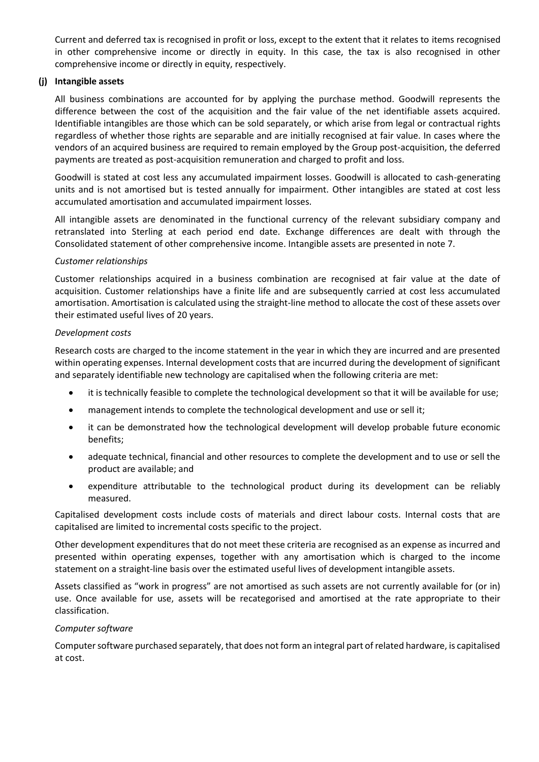Current and deferred tax is recognised in profit or loss, except to the extent that it relates to items recognised in other comprehensive income or directly in equity. In this case, the tax is also recognised in other comprehensive income or directly in equity, respectively.

**(j) Intangible assets**

All business combinations are accounted for by applying the purchase method. Goodwill represents the difference between the cost of the acquisition and the fair value of the net identifiable assets acquired. Identifiable intangibles are those which can be sold separately, or which arise from legal or contractual rights regardless of whether those rights are separable and are initially recognised at fair value. In cases where the vendors of an acquired business are required to remain employed by the Group post-acquisition, the deferred payments are treated as post-acquisition remuneration and charged to profit and loss.

Goodwill is stated at cost less any accumulated impairment losses. Goodwill is allocated to cash-generating units and is not amortised but is tested annually for impairment. Other intangibles are stated at cost less accumulated amortisation and accumulated impairment losses.

All intangible assets are denominated in the functional currency of the relevant subsidiary company and retranslated into Sterling at each period end date. Exchange differences are dealt with through the Consolidated statement of other comprehensive income. Intangible assets are presented in note 7.

*Customer relationships*

Customer relationships acquired in a business combination are recognised at fair value at the date of acquisition. Customer relationships have a finite life and are subsequently carried at cost less accumulated amortisation. Amortisation is calculated using the straight-line method to allocate the cost of these assets over their estimated useful lives of 20 years.

*Development costs*

Research costs are charged to the income statement in the year in which they are incurred and are presented within operating expenses. Internal development costs that are incurred during the development of significant and separately identifiable new technology are capitalised when the following criteria are met:

- it is technically feasible to complete the technological development so that it will be available for use;
- management intends to complete the technological development and use or sell it;
- it can be demonstrated how the technological development will develop probable future economic benefits;
- adequate technical, financial and other resources to complete the development and to use or sell the product are available; and
- expenditure attributable to the technological product during its development can be reliably measured.

Capitalised development costs include costs of materials and direct labour costs. Internal costs that are capitalised are limited to incremental costs specific to the project.

Other development expenditures that do not meet these criteria are recognised as an expense as incurred and presented within operating expenses, together with any amortisation which is charged to the income statement on a straight-line basis over the estimated useful lives of development intangible assets.

Assets classified as "work in progress" are not amortised as such assets are not currently available for (or in) use. Once available for use, assets will be recategorised and amortised at the rate appropriate to their classification.

*Computer software*

Computer software purchased separately, that does not form an integral part of related hardware, is capitalised at cost.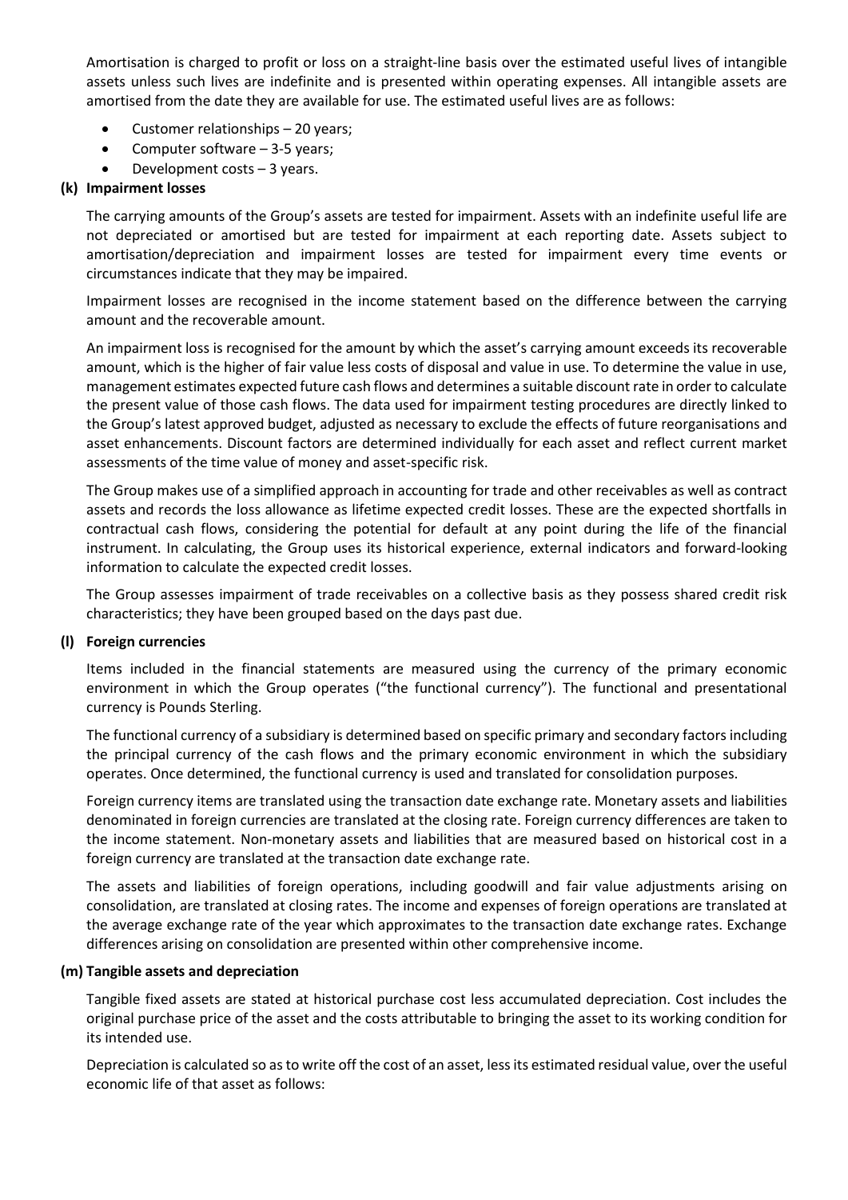Amortisation is charged to profit or loss on a straight-line basis over the estimated useful lives of intangible assets unless such lives are indefinite and is presented within operating expenses. All intangible assets are amortised from the date they are available for use. The estimated useful lives are as follows:

- Customer relationships – 20 years;
- Computer software – 3-5 years;
- Development costs – 3 years.

**(k) Impairment losses**

The carrying amounts of the Group's assets are tested for impairment. Assets with an indefinite useful life are not depreciated or amortised but are tested for impairment at each reporting date. Assets subject to amortisation/depreciation and impairment losses are tested for impairment every time events or circumstances indicate that they may be impaired.

Impairment losses are recognised in the income statement based on the difference between the carrying amount and the recoverable amount.

An impairment loss is recognised for the amount by which the asset's carrying amount exceeds its recoverable amount, which is the higher of fair value less costs of disposal and value in use. To determine the value in use, management estimates expected future cash flows and determines a suitable discount rate in order to calculate the present value of those cash flows. The data used for impairment testing procedures are directly linked to the Group's latest approved budget, adjusted as necessary to exclude the effects of future reorganisations and asset enhancements. Discount factors are determined individually for each asset and reflect current market assessments of the time value of money and asset-specific risk.

The Group makes use of a simplified approach in accounting for trade and other receivables as well as contract assets and records the loss allowance as lifetime expected credit losses. These are the expected shortfalls in contractual cash flows, considering the potential for default at any point during the life of the financial instrument. In calculating, the Group uses its historical experience, external indicators and forward-looking information to calculate the expected credit losses.

The Group assesses impairment of trade receivables on a collective basis as they possess shared credit risk characteristics; they have been grouped based on the days past due.

**(l) Foreign currencies**

Items included in the financial statements are measured using the currency of the primary economic environment in which the Group operates ("the functional currency"). The functional and presentational currency is Pounds Sterling.

The functional currency of a subsidiary is determined based on specific primary and secondary factors including the principal currency of the cash flows and the primary economic environment in which the subsidiary operates. Once determined, the functional currency is used and translated for consolidation purposes.

Foreign currency items are translated using the transaction date exchange rate. Monetary assets and liabilities denominated in foreign currencies are translated at the closing rate. Foreign currency differences are taken to the income statement. Non-monetary assets and liabilities that are measured based on historical cost in a foreign currency are translated at the transaction date exchange rate.

The assets and liabilities of foreign operations, including goodwill and fair value adjustments arising on consolidation, are translated at closing rates. The income and expenses of foreign operations are translated at the average exchange rate of the year which approximates to the transaction date exchange rates. Exchange differences arising on consolidation are presented within other comprehensive income.

**(m) Tangible assets and depreciation**

Tangible fixed assets are stated at historical purchase cost less accumulated depreciation. Cost includes the original purchase price of the asset and the costs attributable to bringing the asset to its working condition for its intended use.

Depreciation is calculated so as to write off the cost of an asset, less its estimated residual value, over the useful economic life of that asset as follows: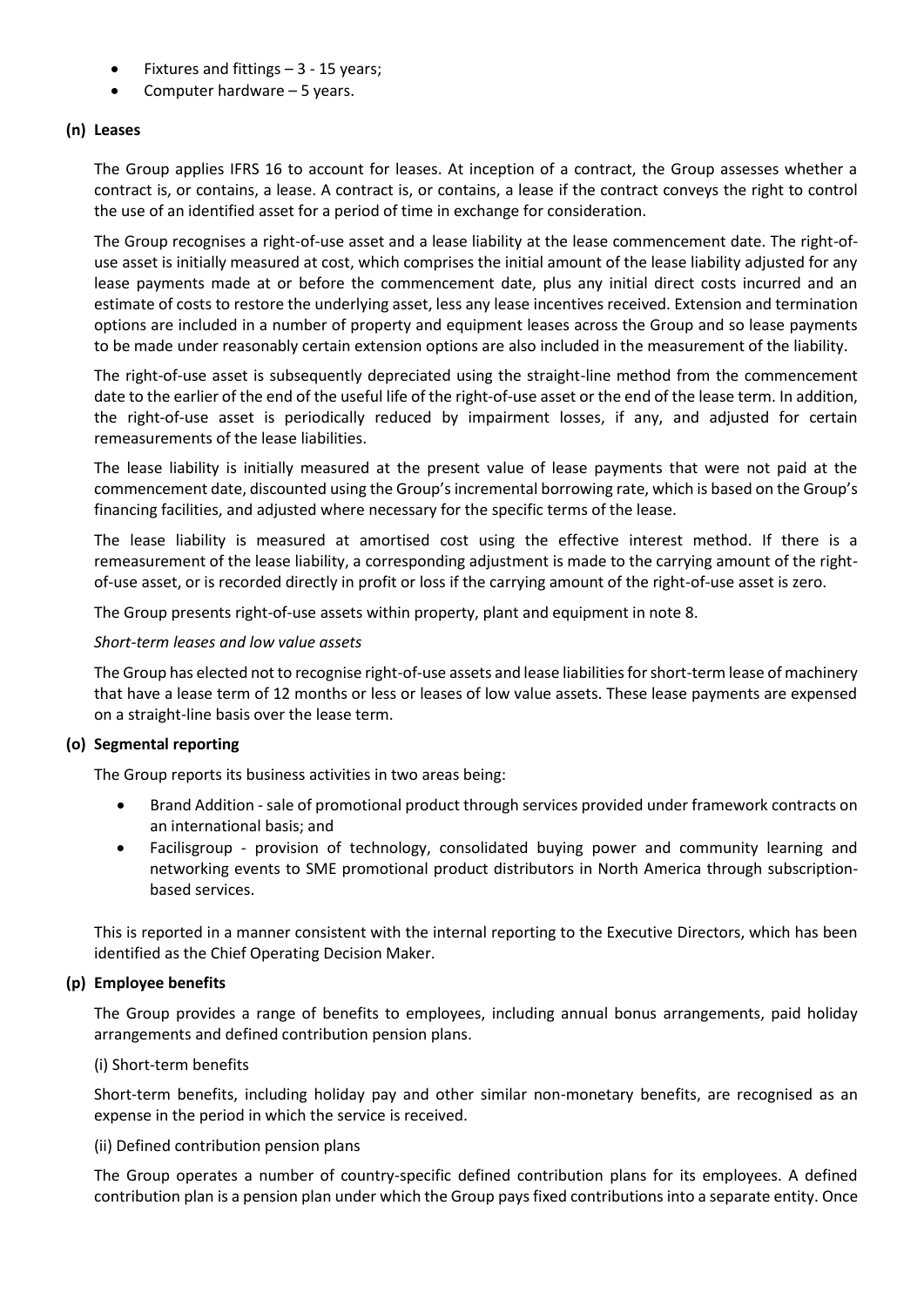- Fixtures and fittings – 3 - 15 years;
- Computer hardware – 5 years.

**(n) Leases**

The Group applies IFRS 16 to account for leases. At inception of a contract, the Group assesses whether a contract is, or contains, a lease. A contract is, or contains, a lease if the contract conveys the right to control the use of an identified asset for a period of time in exchange for consideration.

The Group recognises a right-of-use asset and a lease liability at the lease commencement date. The right-of-use asset is initially measured at cost, which comprises the initial amount of the lease liability adjusted for any lease payments made at or before the commencement date, plus any initial direct costs incurred and an estimate of costs to restore the underlying asset, less any lease incentives received. Extension and termination options are included in a number of property and equipment leases across the Group and so lease payments to be made under reasonably certain extension options are also included in the measurement of the liability.

The right-of-use asset is subsequently depreciated using the straight-line method from the commencement date to the earlier of the end of the useful life of the right-of-use asset or the end of the lease term. In addition, the right-of-use asset is periodically reduced by impairment losses, if any, and adjusted for certain remeasurements of the lease liabilities.

The lease liability is initially measured at the present value of lease payments that were not paid at the commencement date, discounted using the Group's incremental borrowing rate, which is based on the Group's financing facilities, and adjusted where necessary for the specific terms of the lease.

The lease liability is measured at amortised cost using the effective interest method. If there is a remeasurement of the lease liability, a corresponding adjustment is made to the carrying amount of the right-of-use asset, or is recorded directly in profit or loss if the carrying amount of the right-of-use asset is zero.

The Group presents right-of-use assets within property, plant and equipment in note 8.

*Short-term leases and low value assets*

The Group has elected not to recognise right-of-use assets and lease liabilities for short-term lease of machinery that have a lease term of 12 months or less or leases of low value assets. These lease payments are expensed on a straight-line basis over the lease term.

**(o) Segmental reporting**

The Group reports its business activities in two areas being:

- Brand Addition - sale of promotional product through services provided under framework contracts on an international basis; and
- Facilisgroup - provision of technology, consolidated buying power and community learning and networking events to SME promotional product distributors in North America through subscription-based services.

This is reported in a manner consistent with the internal reporting to the Executive Directors, which has been identified as the Chief Operating Decision Maker.

**(p) Employee benefits**

The Group provides a range of benefits to employees, including annual bonus arrangements, paid holiday arrangements and defined contribution pension plans.

(i) Short-term benefits

Short-term benefits, including holiday pay and other similar non-monetary benefits, are recognised as an expense in the period in which the service is received.

(ii) Defined contribution pension plans

The Group operates a number of country-specific defined contribution plans for its employees. A defined contribution plan is a pension plan under which the Group pays fixed contributions into a separate entity. Once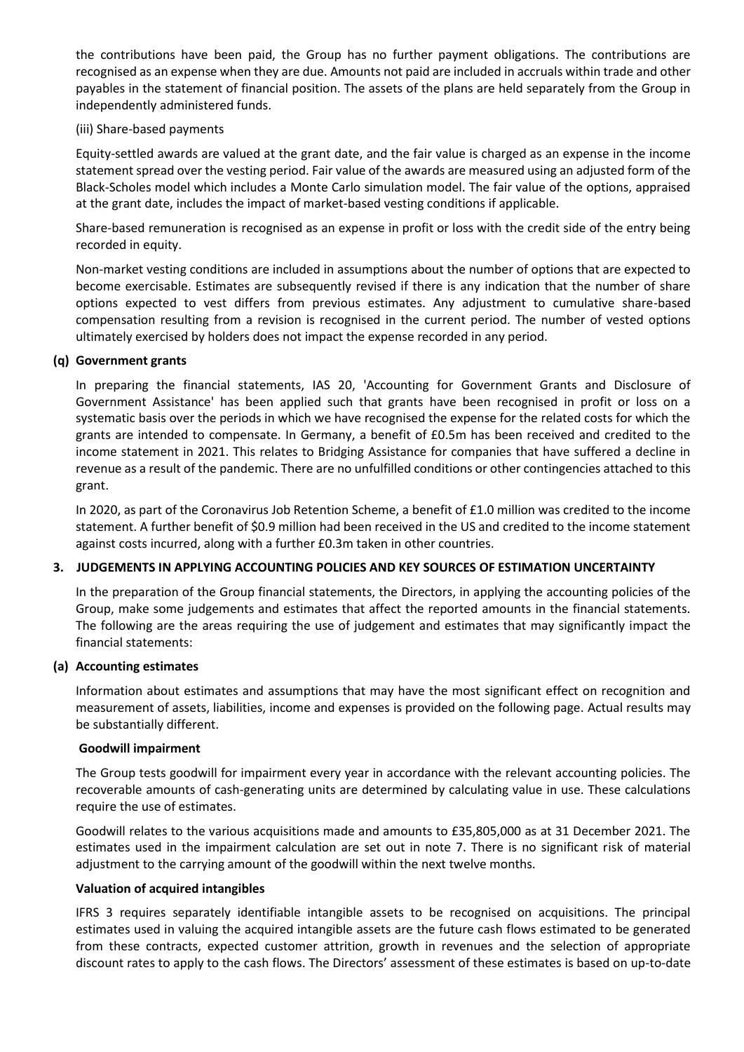the contributions have been paid, the Group has no further payment obligations. The contributions are recognised as an expense when they are due. Amounts not paid are included in accruals within trade and other payables in the statement of financial position. The assets of the plans are held separately from the Group in independently administered funds.

(iii) Share-based payments

Equity-settled awards are valued at the grant date, and the fair value is charged as an expense in the income statement spread over the vesting period. Fair value of the awards are measured using an adjusted form of the Black-Scholes model which includes a Monte Carlo simulation model. The fair value of the options, appraised at the grant date, includes the impact of market-based vesting conditions if applicable.

Share-based remuneration is recognised as an expense in profit or loss with the credit side of the entry being recorded in equity.

Non-market vesting conditions are included in assumptions about the number of options that are expected to become exercisable. Estimates are subsequently revised if there is any indication that the number of share options expected to vest differs from previous estimates. Any adjustment to cumulative share-based compensation resulting from a revision is recognised in the current period. The number of vested options ultimately exercised by holders does not impact the expense recorded in any period.

**(q) Government grants**

In preparing the financial statements, IAS 20, 'Accounting for Government Grants and Disclosure of Government Assistance' has been applied such that grants have been recognised in profit or loss on a systematic basis over the periods in which we have recognised the expense for the related costs for which the grants are intended to compensate. In Germany, a benefit of £0.5m has been received and credited to the income statement in 2021. This relates to Bridging Assistance for companies that have suffered a decline in revenue as a result of the pandemic. There are no unfulfilled conditions or other contingencies attached to this grant.

In 2020, as part of the Coronavirus Job Retention Scheme, a benefit of £1.0 million was credited to the income statement. A further benefit of $0.9 million had been received in the US and credited to the income statement against costs incurred, along with a further £0.3m taken in other countries.

## 3. JUDGEMENTS IN APPLYING ACCOUNTING POLICIES AND KEY SOURCES OF ESTIMATION UNCERTAINTY

In the preparation of the Group financial statements, the Directors, in applying the accounting policies of the Group, make some judgements and estimates that affect the reported amounts in the financial statements. The following are the areas requiring the use of judgement and estimates that may significantly impact the financial statements:

**(a) Accounting estimates**

Information about estimates and assumptions that may have the most significant effect on recognition and measurement of assets, liabilities, income and expenses is provided on the following page. Actual results may be substantially different.

**Goodwill impairment**

The Group tests goodwill for impairment every year in accordance with the relevant accounting policies. The recoverable amounts of cash-generating units are determined by calculating value in use. These calculations require the use of estimates.

Goodwill relates to the various acquisitions made and amounts to £35,805,000 as at 31 December 2021. The estimates used in the impairment calculation are set out in note 7. There is no significant risk of material adjustment to the carrying amount of the goodwill within the next twelve months.

**Valuation of acquired intangibles**

IFRS 3 requires separately identifiable intangible assets to be recognised on acquisitions. The principal estimates used in valuing the acquired intangible assets are the future cash flows estimated to be generated from these contracts, expected customer attrition, growth in revenues and the selection of appropriate discount rates to apply to the cash flows. The Directors' assessment of these estimates is based on up-to-date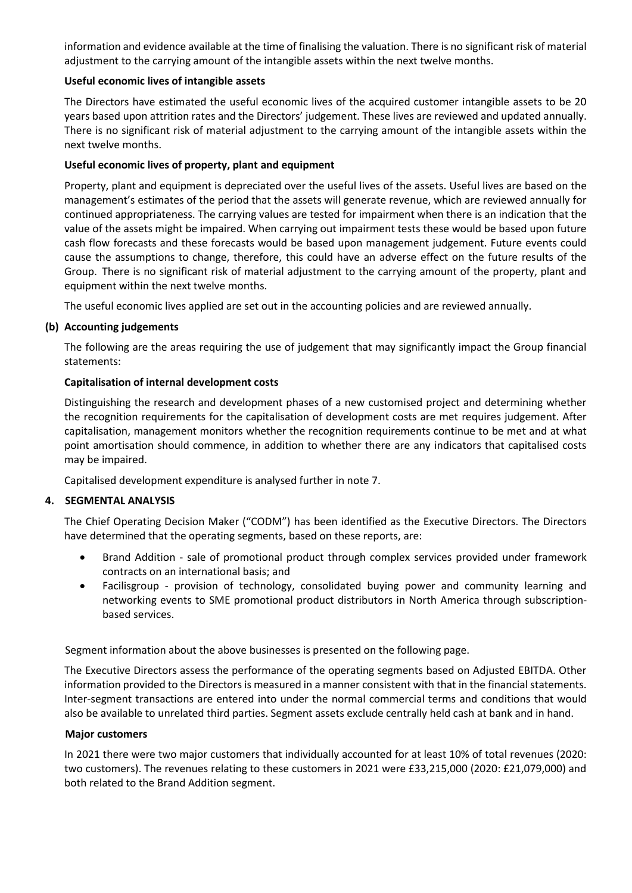information and evidence available at the time of finalising the valuation. There is no significant risk of material adjustment to the carrying amount of the intangible assets within the next twelve months.

**Useful economic lives of intangible assets**

The Directors have estimated the useful economic lives of the acquired customer intangible assets to be 20 years based upon attrition rates and the Directors' judgement. These lives are reviewed and updated annually. There is no significant risk of material adjustment to the carrying amount of the intangible assets within the next twelve months.

**Useful economic lives of property, plant and equipment**

Property, plant and equipment is depreciated over the useful lives of the assets. Useful lives are based on the management's estimates of the period that the assets will generate revenue, which are reviewed annually for continued appropriateness. The carrying values are tested for impairment when there is an indication that the value of the assets might be impaired. When carrying out impairment tests these would be based upon future cash flow forecasts and these forecasts would be based upon management judgement. Future events could cause the assumptions to change, therefore, this could have an adverse effect on the future results of the Group. There is no significant risk of material adjustment to the carrying amount of the property, plant and equipment within the next twelve months.

The useful economic lives applied are set out in the accounting policies and are reviewed annually.

**(b) Accounting judgements**

The following are the areas requiring the use of judgement that may significantly impact the Group financial statements:

**Capitalisation of internal development costs**

Distinguishing the research and development phases of a new customised project and determining whether the recognition requirements for the capitalisation of development costs are met requires judgement. After capitalisation, management monitors whether the recognition requirements continue to be met and at what point amortisation should commence, in addition to whether there are any indicators that capitalised costs may be impaired.

Capitalised development expenditure is analysed further in note 7.

## 4. SEGMENTAL ANALYSIS

The Chief Operating Decision Maker ("CODM") has been identified as the Executive Directors. The Directors have determined that the operating segments, based on these reports, are:

- Brand Addition - sale of promotional product through complex services provided under framework contracts on an international basis; and
- Facilisgroup - provision of technology, consolidated buying power and community learning and networking events to SME promotional product distributors in North America through subscription-based services.

Segment information about the above businesses is presented on the following page.

The Executive Directors assess the performance of the operating segments based on Adjusted EBITDA. Other information provided to the Directors is measured in a manner consistent with that in the financial statements. Inter-segment transactions are entered into under the normal commercial terms and conditions that would also be available to unrelated third parties. Segment assets exclude centrally held cash at bank and in hand.

**Major customers**

In 2021 there were two major customers that individually accounted for at least 10% of total revenues (2020: two customers). The revenues relating to these customers in 2021 were £33,215,000 (2020: £21,079,000) and both related to the Brand Addition segment.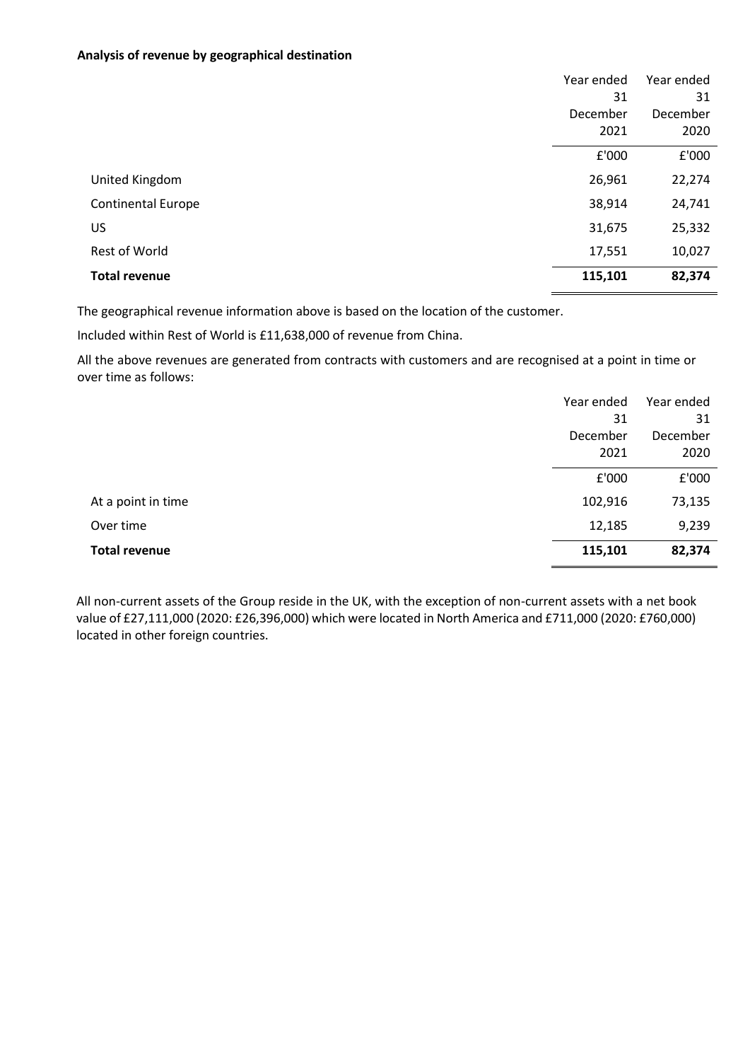**Analysis of revenue by geographical destination**

| | Year ended 31 December 2021 | Year ended 31 December 2020 |
|---|---|---|
| | £'000 | £'000 |
| United Kingdom | 26,961 | 22,274 |
| Continental Europe | 38,914 | 24,741 |
| US | 31,675 | 25,332 |
| Rest of World | 17,551 | 10,027 |
| **Total revenue** | **115,101** | **82,374** |

The geographical revenue information above is based on the location of the customer.

Included within Rest of World is £11,638,000 of revenue from China.

All the above revenues are generated from contracts with customers and are recognised at a point in time or over time as follows:

| | Year ended 31 December 2021 | Year ended 31 December 2020 |
|---|---|---|
| | £'000 | £'000 |
| At a point in time | 102,916 | 73,135 |
| Over time | 12,185 | 9,239 |
| **Total revenue** | **115,101** | **82,374** |

All non-current assets of the Group reside in the UK, with the exception of non-current assets with a net book value of £27,111,000 (2020: £26,396,000) which were located in North America and £711,000 (2020: £760,000) located in other foreign countries.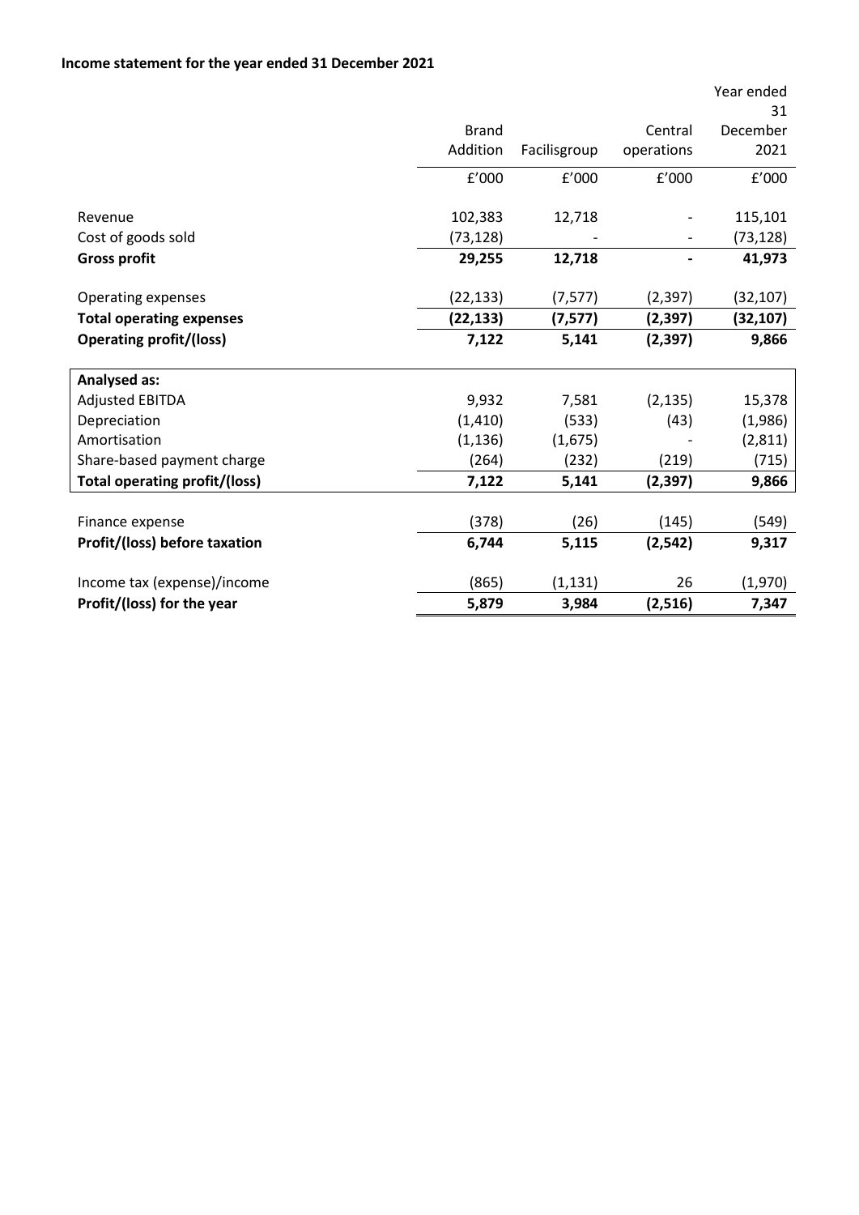**Income statement for the year ended 31 December 2021**

| | Brand Addition | Facilisgroup | Central operations | Year ended 31 December 2021 |
|---|---|---|---|---|
| | £'000 | £'000 | £'000 | £'000 |
| Revenue | 102,383 | 12,718 | - | 115,101 |
| Cost of goods sold | (73,128) | - | - | (73,128) |
| **Gross profit** | **29,255** | **12,718** | **-** | **41,973** |
| Operating expenses | (22,133) | (7,577) | (2,397) | (32,107) |
| **Total operating expenses** | **(22,133)** | **(7,577)** | **(2,397)** | **(32,107)** |
| **Operating profit/(loss)** | **7,122** | **5,141** | **(2,397)** | **9,866** |
| **Analysed as:** | | | | |
| Adjusted EBITDA | 9,932 | 7,581 | (2,135) | 15,378 |
| Depreciation | (1,410) | (533) | (43) | (1,986) |
| Amortisation | (1,136) | (1,675) | - | (2,811) |
| Share-based payment charge | (264) | (232) | (219) | (715) |
| **Total operating profit/(loss)** | **7,122** | **5,141** | **(2,397)** | **9,866** |
| Finance expense | (378) | (26) | (145) | (549) |
| **Profit/(loss) before taxation** | **6,744** | **5,115** | **(2,542)** | **9,317** |
| Income tax (expense)/income | (865) | (1,131) | 26 | (1,970) |
| **Profit/(loss) for the year** | **5,879** | **3,984** | **(2,516)** | **7,347** |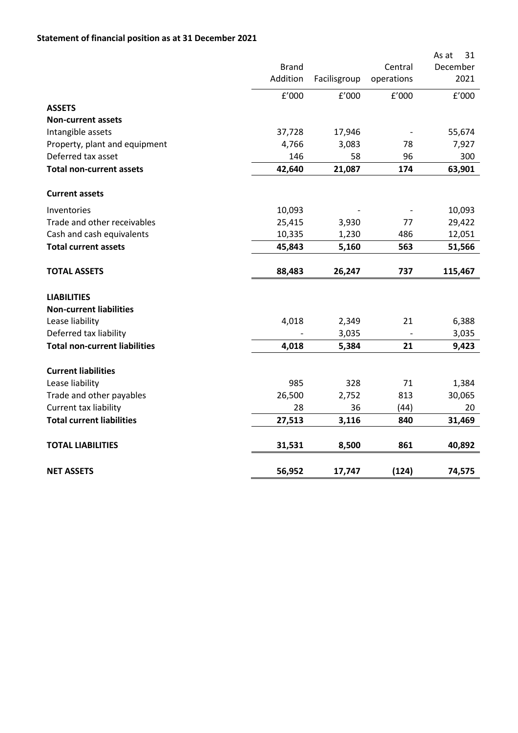**Statement of financial position as at 31 December 2021**

| | Brand Addition | Facilisgroup | Central operations | As at 31 December 2021 |
|---|---|---|---|---|
| | £'000 | £'000 | £'000 | £'000 |
| **ASSETS** | | | | |
| **Non-current assets** | | | | |
| Intangible assets | 37,728 | 17,946 | - | 55,674 |
| Property, plant and equipment | 4,766 | 3,083 | 78 | 7,927 |
| Deferred tax asset | 146 | 58 | 96 | 300 |
| **Total non-current assets** | **42,640** | **21,087** | **174** | **63,901** |
| **Current assets** | | | | |
| Inventories | 10,093 | - | - | 10,093 |
| Trade and other receivables | 25,415 | 3,930 | 77 | 29,422 |
| Cash and cash equivalents | 10,335 | 1,230 | 486 | 12,051 |
| **Total current assets** | **45,843** | **5,160** | **563** | **51,566** |
| **TOTAL ASSETS** | **88,483** | **26,247** | **737** | **115,467** |
| **LIABILITIES** | | | | |
| **Non-current liabilities** | | | | |
| Lease liability | 4,018 | 2,349 | 21 | 6,388 |
| Deferred tax liability | - | 3,035 | - | 3,035 |
| **Total non-current liabilities** | **4,018** | **5,384** | **21** | **9,423** |
| **Current liabilities** | | | | |
| Lease liability | 985 | 328 | 71 | 1,384 |
| Trade and other payables | 26,500 | 2,752 | 813 | 30,065 |
| Current tax liability | 28 | 36 | (44) | 20 |
| **Total current liabilities** | **27,513** | **3,116** | **840** | **31,469** |
| **TOTAL LIABILITIES** | **31,531** | **8,500** | **861** | **40,892** |
| **NET ASSETS** | **56,952** | **17,747** | **(124)** | **74,575** |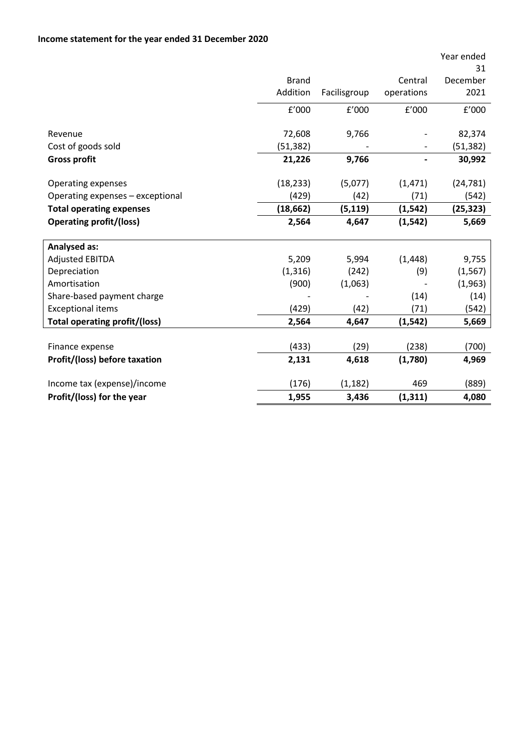**Income statement for the year ended 31 December 2020**

| | Brand Addition | Facilisgroup | Central operations | Year ended 31 December 2021 |
|---|---|---|---|---|
| | £'000 | £'000 | £'000 | £'000 |
| Revenue | 72,608 | 9,766 | - | 82,374 |
| Cost of goods sold | (51,382) | - | - | (51,382) |
| **Gross profit** | **21,226** | **9,766** | **-** | **30,992** |
| Operating expenses | (18,233) | (5,077) | (1,471) | (24,781) |
| Operating expenses – exceptional | (429) | (42) | (71) | (542) |
| **Total operating expenses** | **(18,662)** | **(5,119)** | **(1,542)** | **(25,323)** |
| **Operating profit/(loss)** | **2,564** | **4,647** | **(1,542)** | **5,669** |
| **Analysed as:** | | | | |
| Adjusted EBITDA | 5,209 | 5,994 | (1,448) | 9,755 |
| Depreciation | (1,316) | (242) | (9) | (1,567) |
| Amortisation | (900) | (1,063) | - | (1,963) |
| Share-based payment charge | - | - | (14) | (14) |
| Exceptional items | (429) | (42) | (71) | (542) |
| **Total operating profit/(loss)** | **2,564** | **4,647** | **(1,542)** | **5,669** |
| Finance expense | (433) | (29) | (238) | (700) |
| **Profit/(loss) before taxation** | **2,131** | **4,618** | **(1,780)** | **4,969** |
| Income tax (expense)/income | (176) | (1,182) | 469 | (889) |
| **Profit/(loss) for the year** | **1,955** | **3,436** | **(1,311)** | **4,080** |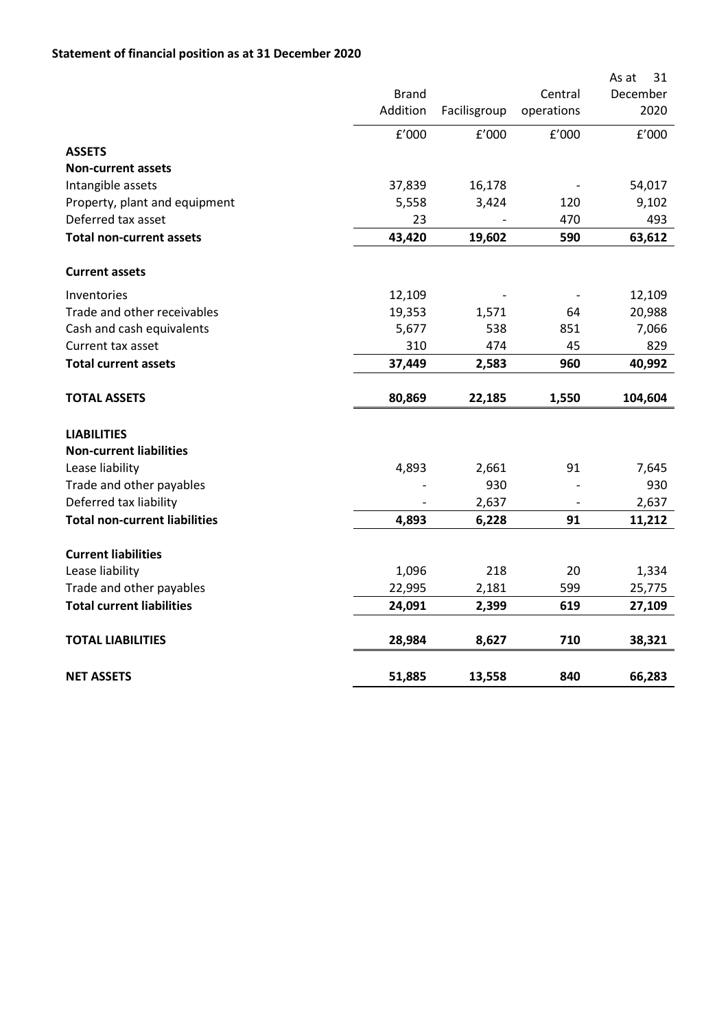**Statement of financial position as at 31 December 2020**

| | Brand Addition | Facilisgroup | Central operations | As at 31 December 2020 |
|---|---|---|---|---|
| | £'000 | £'000 | £'000 | £'000 |
| **ASSETS** | | | | |
| **Non-current assets** | | | | |
| Intangible assets | 37,839 | 16,178 | - | 54,017 |
| Property, plant and equipment | 5,558 | 3,424 | 120 | 9,102 |
| Deferred tax asset | 23 | - | 470 | 493 |
| **Total non-current assets** | **43,420** | **19,602** | **590** | **63,612** |
| **Current assets** | | | | |
| Inventories | 12,109 | - | - | 12,109 |
| Trade and other receivables | 19,353 | 1,571 | 64 | 20,988 |
| Cash and cash equivalents | 5,677 | 538 | 851 | 7,066 |
| Current tax asset | 310 | 474 | 45 | 829 |
| **Total current assets** | **37,449** | **2,583** | **960** | **40,992** |
| **TOTAL ASSETS** | **80,869** | **22,185** | **1,550** | **104,604** |
| **LIABILITIES** | | | | |
| **Non-current liabilities** | | | | |
| Lease liability | 4,893 | 2,661 | 91 | 7,645 |
| Trade and other payables | - | 930 | - | 930 |
| Deferred tax liability | - | 2,637 | - | 2,637 |
| **Total non-current liabilities** | **4,893** | **6,228** | **91** | **11,212** |
| **Current liabilities** | | | | |
| Lease liability | 1,096 | 218 | 20 | 1,334 |
| Trade and other payables | 22,995 | 2,181 | 599 | 25,775 |
| **Total current liabilities** | **24,091** | **2,399** | **619** | **27,109** |
| **TOTAL LIABILITIES** | **28,984** | **8,627** | **710** | **38,321** |
| **NET ASSETS** | **51,885** | **13,558** | **840** | **66,283** |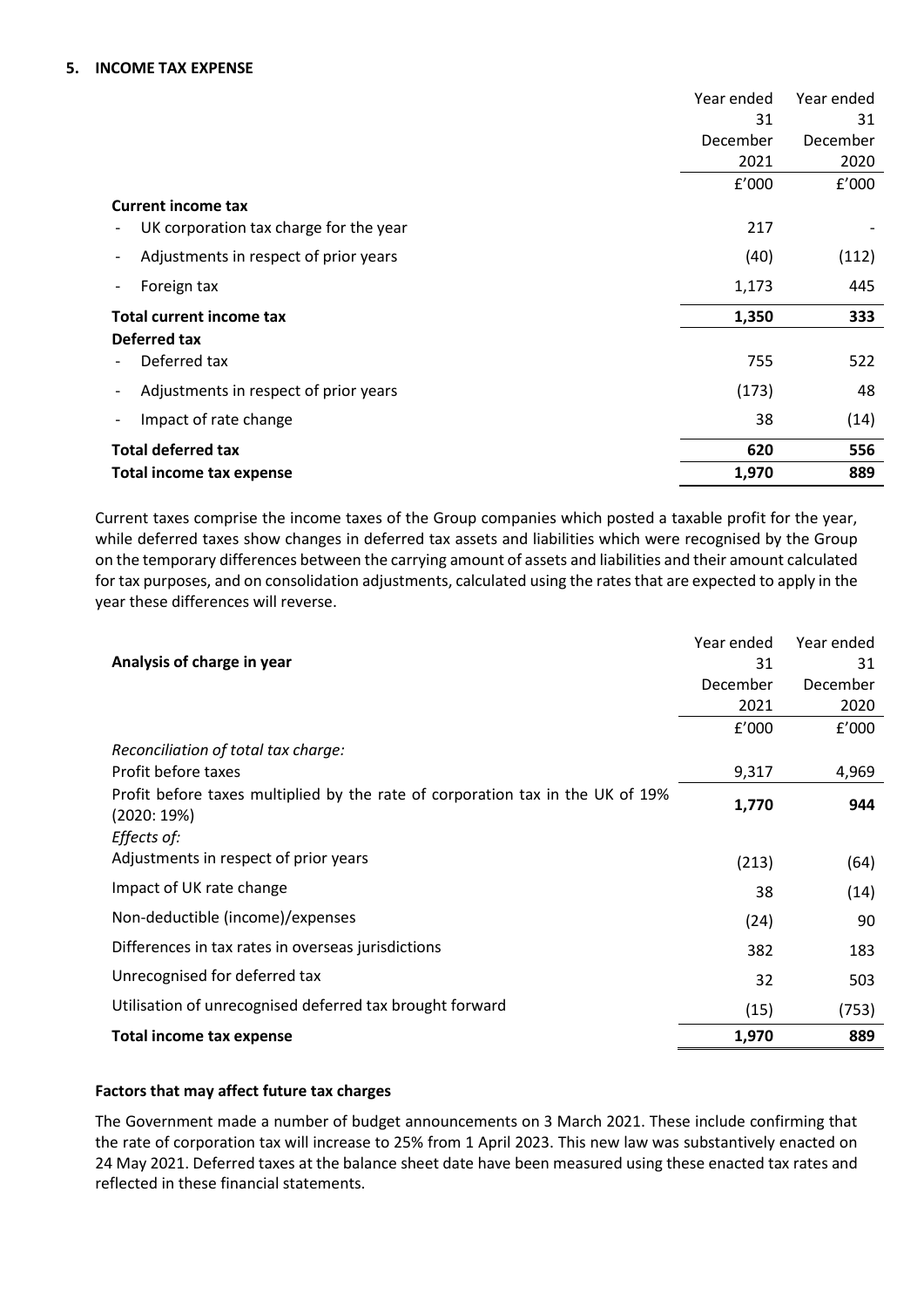## 5. INCOME TAX EXPENSE

| | Year ended 31 December 2021 £'000 | Year ended 31 December 2020 £'000 |
|---|---|---|
| **Current income tax** | | |
| - UK corporation tax charge for the year | 217 | - |
| - Adjustments in respect of prior years | (40) | (112) |
| - Foreign tax | 1,173 | 445 |
| **Total current income tax** | **1,350** | **333** |
| **Deferred tax** | | |
| - Deferred tax | 755 | 522 |
| - Adjustments in respect of prior years | (173) | 48 |
| - Impact of rate change | 38 | (14) |
| **Total deferred tax** | **620** | **556** |
| **Total income tax expense** | **1,970** | **889** |

Current taxes comprise the income taxes of the Group companies which posted a taxable profit for the year, while deferred taxes show changes in deferred tax assets and liabilities which were recognised by the Group on the temporary differences between the carrying amount of assets and liabilities and their amount calculated for tax purposes, and on consolidation adjustments, calculated using the rates that are expected to apply in the year these differences will reverse.

| **Analysis of charge in year** | Year ended 31 December 2021 £'000 | Year ended 31 December 2020 £'000 |
|---|---|---|
| *Reconciliation of total tax charge:* | | |
| Profit before taxes | 9,317 | 4,969 |
| Profit before taxes multiplied by the rate of corporation tax in the UK of 19% (2020: 19%) | **1,770** | **944** |
| *Effects of:* | | |
| Adjustments in respect of prior years | (213) | (64) |
| Impact of UK rate change | 38 | (14) |
| Non-deductible (income)/expenses | (24) | 90 |
| Differences in tax rates in overseas jurisdictions | 382 | 183 |
| Unrecognised for deferred tax | 32 | 503 |
| Utilisation of unrecognised deferred tax brought forward | (15) | (753) |
| **Total income tax expense** | **1,970** | **889** |

### Factors that may affect future tax charges

The Government made a number of budget announcements on 3 March 2021. These include confirming that the rate of corporation tax will increase to 25% from 1 April 2023. This new law was substantively enacted on 24 May 2021. Deferred taxes at the balance sheet date have been measured using these enacted tax rates and reflected in these financial statements.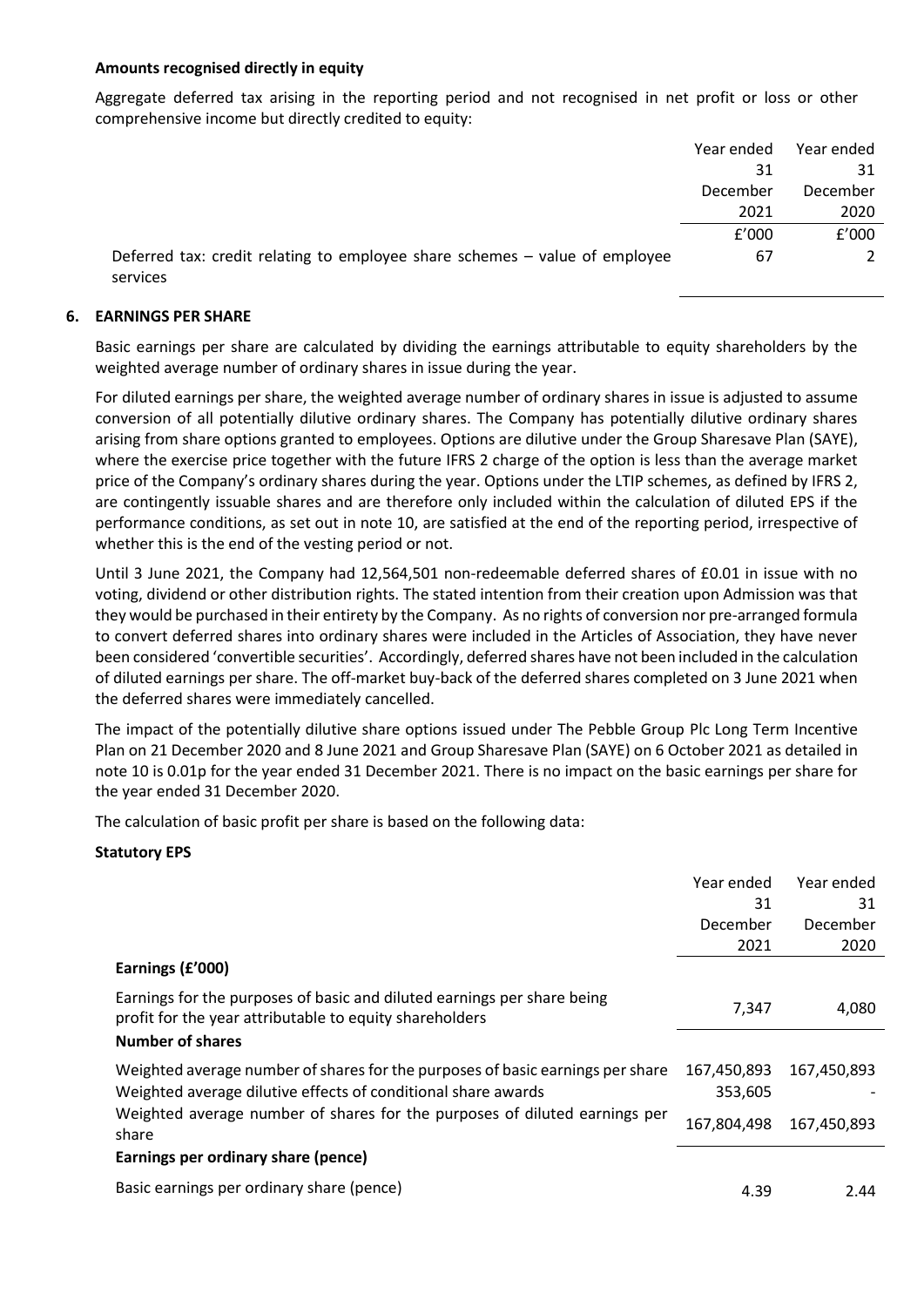**Amounts recognised directly in equity**

Aggregate deferred tax arising in the reporting period and not recognised in net profit or loss or other comprehensive income but directly credited to equity:

| | Year ended 31 December 2021 | Year ended 31 December 2020 |
|---|---|---|
| | £'000 | £'000 |
| Deferred tax: credit relating to employee share schemes – value of employee services | 67 | 2 |

**6. EARNINGS PER SHARE**

Basic earnings per share are calculated by dividing the earnings attributable to equity shareholders by the weighted average number of ordinary shares in issue during the year.

For diluted earnings per share, the weighted average number of ordinary shares in issue is adjusted to assume conversion of all potentially dilutive ordinary shares. The Company has potentially dilutive ordinary shares arising from share options granted to employees. Options are dilutive under the Group Sharesave Plan (SAYE), where the exercise price together with the future IFRS 2 charge of the option is less than the average market price of the Company's ordinary shares during the year. Options under the LTIP schemes, as defined by IFRS 2, are contingently issuable shares and are therefore only included within the calculation of diluted EPS if the performance conditions, as set out in note 10, are satisfied at the end of the reporting period, irrespective of whether this is the end of the vesting period or not.

Until 3 June 2021, the Company had 12,564,501 non-redeemable deferred shares of £0.01 in issue with no voting, dividend or other distribution rights. The stated intention from their creation upon Admission was that they would be purchased in their entirety by the Company. As no rights of conversion nor pre-arranged formula to convert deferred shares into ordinary shares were included in the Articles of Association, they have never been considered 'convertible securities'. Accordingly, deferred shares have not been included in the calculation of diluted earnings per share. The off-market buy-back of the deferred shares completed on 3 June 2021 when the deferred shares were immediately cancelled.

The impact of the potentially dilutive share options issued under The Pebble Group Plc Long Term Incentive Plan on 21 December 2020 and 8 June 2021 and Group Sharesave Plan (SAYE) on 6 October 2021 as detailed in note 10 is 0.01p for the year ended 31 December 2021. There is no impact on the basic earnings per share for the year ended 31 December 2020.

The calculation of basic profit per share is based on the following data:

**Statutory EPS**

| | Year ended 31 December 2021 | Year ended 31 December 2020 |
|---|---|---|
| **Earnings (£'000)** | | |
| Earnings for the purposes of basic and diluted earnings per share being profit for the year attributable to equity shareholders | 7,347 | 4,080 |
| **Number of shares** | | |
| Weighted average number of shares for the purposes of basic earnings per share | 167,450,893 | 167,450,893 |
| Weighted average dilutive effects of conditional share awards | 353,605 | - |
| Weighted average number of shares for the purposes of diluted earnings per share | 167,804,498 | 167,450,893 |
| **Earnings per ordinary share (pence)** | | |
| Basic earnings per ordinary share (pence) | 4.39 | 2.44 |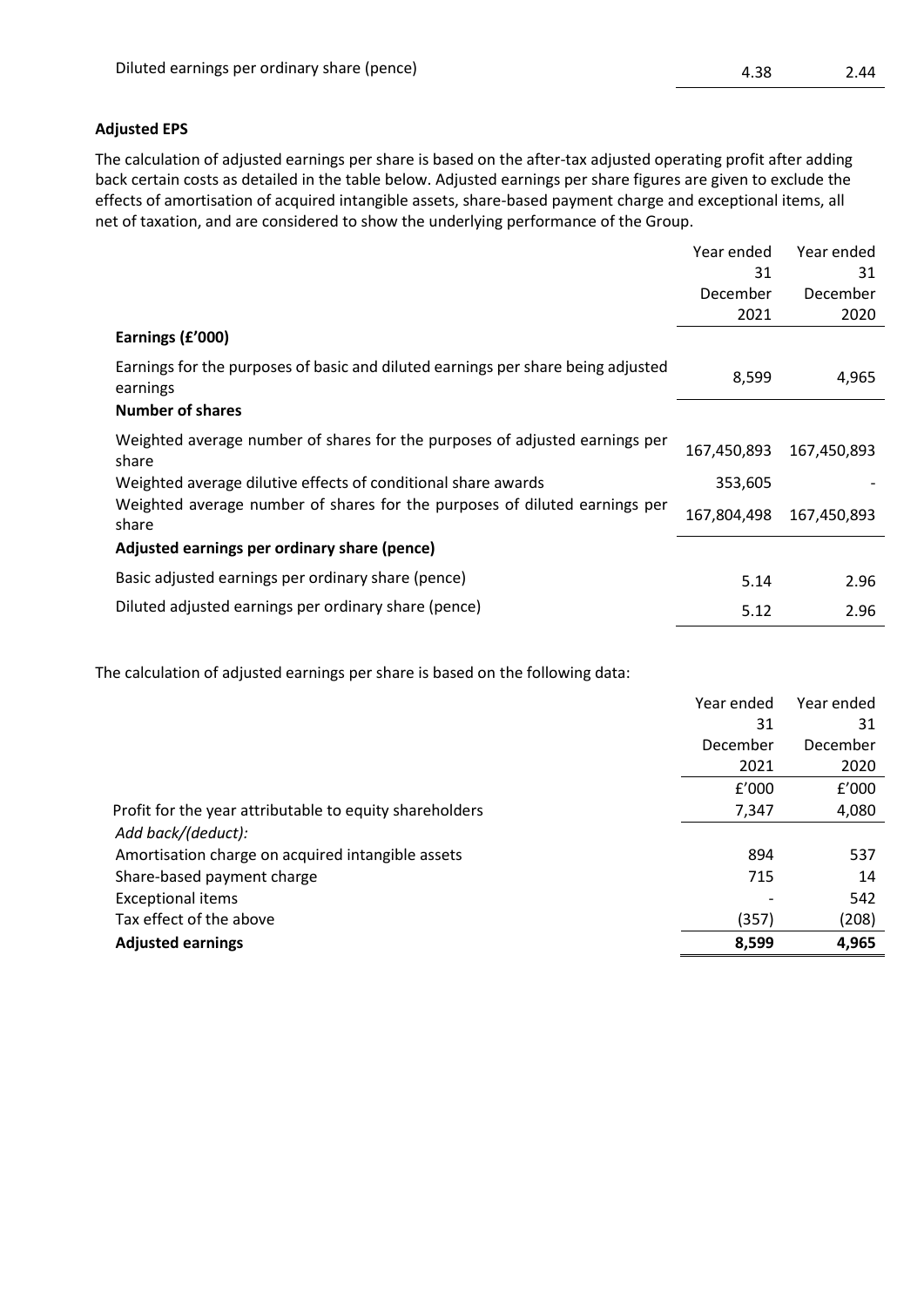| | | |
|---|---|---|
| Diluted earnings per ordinary share (pence) | 4.38 | 2.44 |

**Adjusted EPS**

The calculation of adjusted earnings per share is based on the after-tax adjusted operating profit after adding back certain costs as detailed in the table below. Adjusted earnings per share figures are given to exclude the effects of amortisation of acquired intangible assets, share-based payment charge and exceptional items, all net of taxation, and are considered to show the underlying performance of the Group.

| | Year ended 31 December 2021 | Year ended 31 December 2020 |
|---|---|---|
| **Earnings (£'000)** | | |
| Earnings for the purposes of basic and diluted earnings per share being adjusted earnings | 8,599 | 4,965 |
| **Number of shares** | | |
| Weighted average number of shares for the purposes of adjusted earnings per share | 167,450,893 | 167,450,893 |
| Weighted average dilutive effects of conditional share awards | 353,605 | - |
| Weighted average number of shares for the purposes of diluted earnings per share | 167,804,498 | 167,450,893 |
| **Adjusted earnings per ordinary share (pence)** | | |
| Basic adjusted earnings per ordinary share (pence) | 5.14 | 2.96 |
| Diluted adjusted earnings per ordinary share (pence) | 5.12 | 2.96 |

The calculation of adjusted earnings per share is based on the following data:

| | Year ended 31 December 2021 £'000 | Year ended 31 December 2020 £'000 |
|---|---|---|
| Profit for the year attributable to equity shareholders | 7,347 | 4,080 |
| *Add back/(deduct):* | | |
| Amortisation charge on acquired intangible assets | 894 | 537 |
| Share-based payment charge | 715 | 14 |
| Exceptional items | - | 542 |
| Tax effect of the above | (357) | (208) |
| **Adjusted earnings** | **8,599** | **4,965** |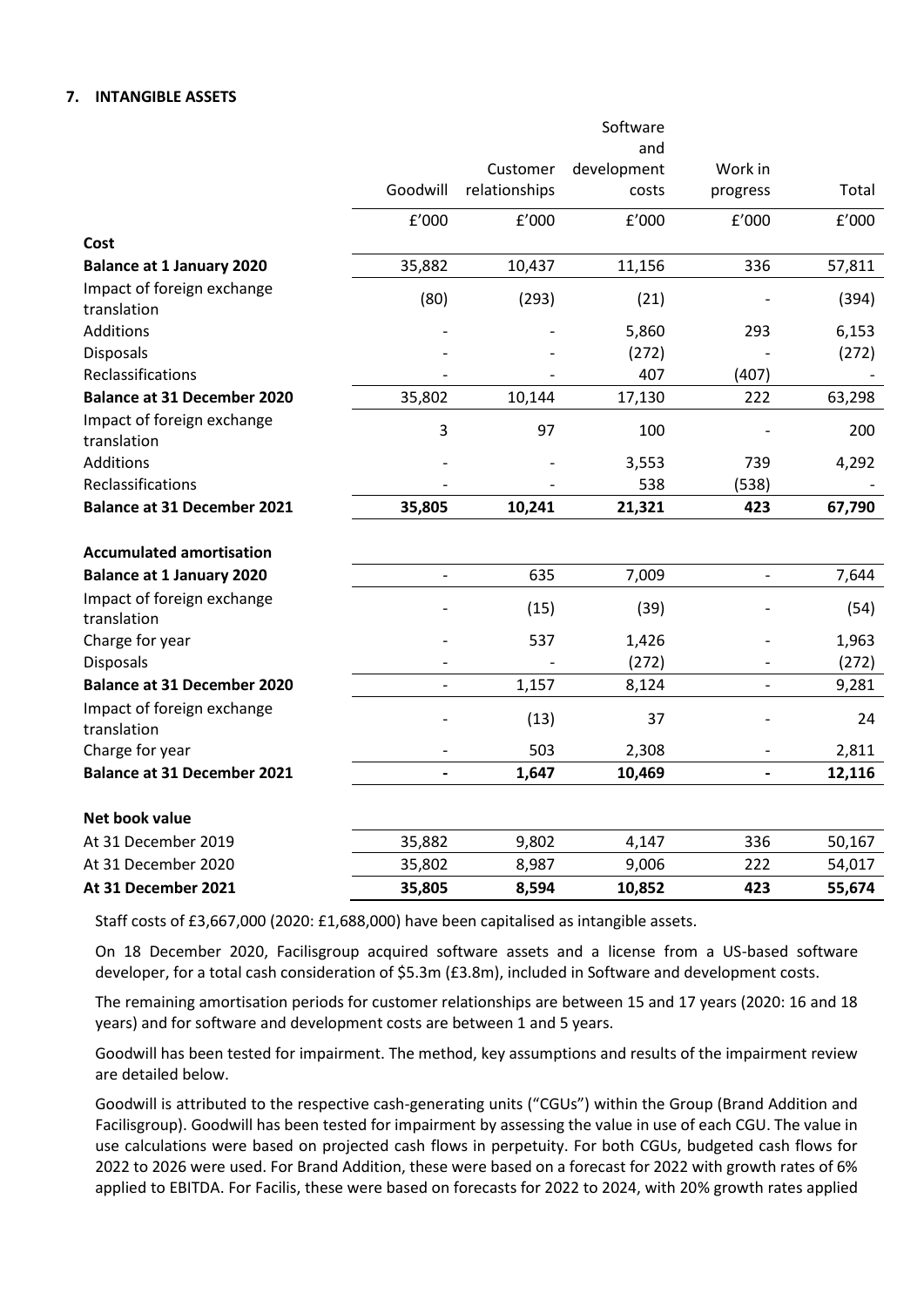**7. INTANGIBLE ASSETS**

| | Goodwill | Customer relationships | Software and development costs | Work in progress | Total |
|---|---|---|---|---|---|
| | £'000 | £'000 | £'000 | £'000 | £'000 |
| **Cost** | | | | | |
| **Balance at 1 January 2020** | 35,882 | 10,437 | 11,156 | 336 | 57,811 |
| Impact of foreign exchange translation | (80) | (293) | (21) | - | (394) |
| Additions | - | - | 5,860 | 293 | 6,153 |
| Disposals | - | - | (272) | - | (272) |
| Reclassifications | - | - | 407 | (407) | - |
| **Balance at 31 December 2020** | 35,802 | 10,144 | 17,130 | 222 | 63,298 |
| Impact of foreign exchange translation | 3 | 97 | 100 | - | 200 |
| Additions | - | - | 3,553 | 739 | 4,292 |
| Reclassifications | - | - | 538 | (538) | - |
| **Balance at 31 December 2021** | **35,805** | **10,241** | **21,321** | **423** | **67,790** |
| | | | | | |
| **Accumulated amortisation** | | | | | |
| **Balance at 1 January 2020** | - | 635 | 7,009 | - | 7,644 |
| Impact of foreign exchange translation | - | (15) | (39) | - | (54) |
| Charge for year | - | 537 | 1,426 | - | 1,963 |
| Disposals | - | - | (272) | - | (272) |
| **Balance at 31 December 2020** | - | 1,157 | 8,124 | - | 9,281 |
| Impact of foreign exchange translation | - | (13) | 37 | - | 24 |
| Charge for year | - | 503 | 2,308 | - | 2,811 |
| **Balance at 31 December 2021** | **-** | **1,647** | **10,469** | **-** | **12,116** |
| | | | | | |
| **Net book value** | | | | | |
| At 31 December 2019 | 35,882 | 9,802 | 4,147 | 336 | 50,167 |
| At 31 December 2020 | 35,802 | 8,987 | 9,006 | 222 | 54,017 |
| **At 31 December 2021** | **35,805** | **8,594** | **10,852** | **423** | **55,674** |

Staff costs of £3,667,000 (2020: £1,688,000) have been capitalised as intangible assets.

On 18 December 2020, Facilisgroup acquired software assets and a license from a US-based software developer, for a total cash consideration of $5.3m (£3.8m), included in Software and development costs.

The remaining amortisation periods for customer relationships are between 15 and 17 years (2020: 16 and 18 years) and for software and development costs are between 1 and 5 years.

Goodwill has been tested for impairment. The method, key assumptions and results of the impairment review are detailed below.

Goodwill is attributed to the respective cash-generating units ("CGUs") within the Group (Brand Addition and Facilisgroup). Goodwill has been tested for impairment by assessing the value in use of each CGU. The value in use calculations were based on projected cash flows in perpetuity. For both CGUs, budgeted cash flows for 2022 to 2026 were used. For Brand Addition, these were based on a forecast for 2022 with growth rates of 6% applied to EBITDA. For Facilis, these were based on forecasts for 2022 to 2024, with 20% growth rates applied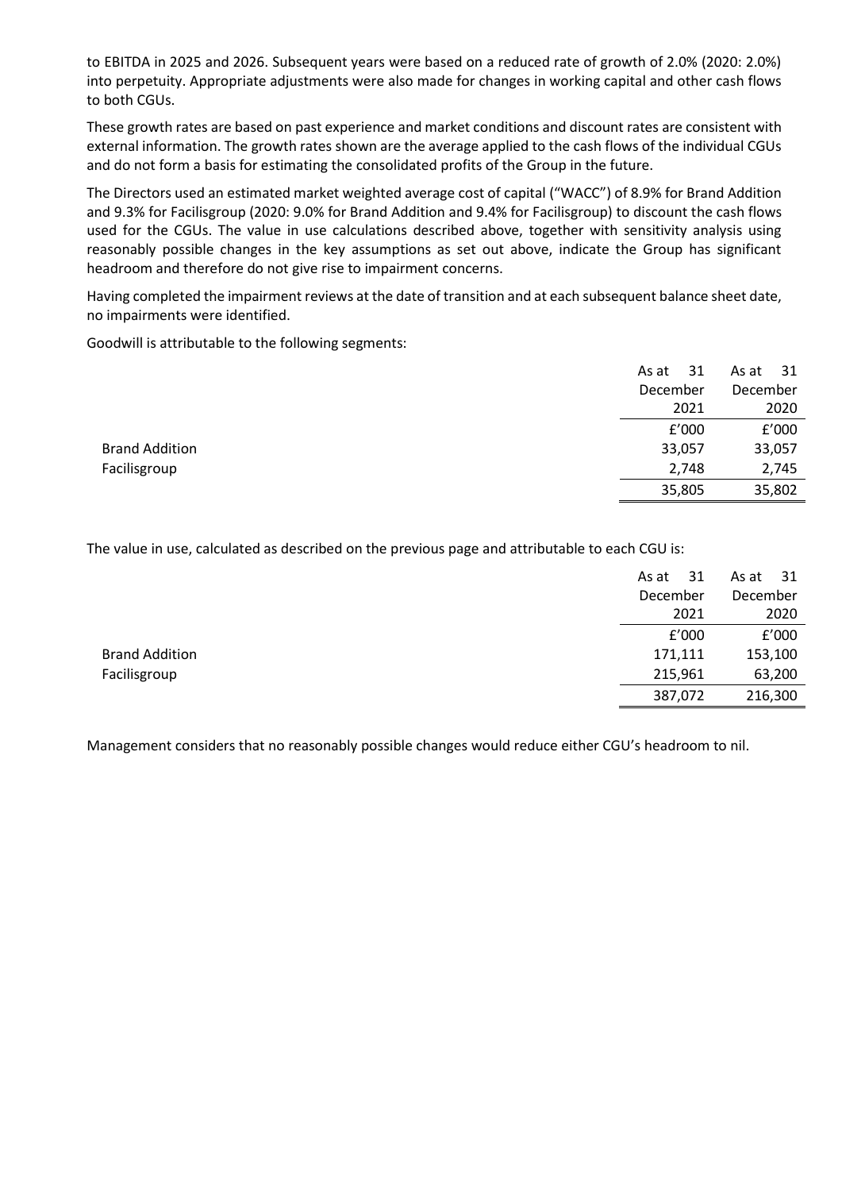to EBITDA in 2025 and 2026. Subsequent years were based on a reduced rate of growth of 2.0% (2020: 2.0%) into perpetuity. Appropriate adjustments were also made for changes in working capital and other cash flows to both CGUs.

These growth rates are based on past experience and market conditions and discount rates are consistent with external information. The growth rates shown are the average applied to the cash flows of the individual CGUs and do not form a basis for estimating the consolidated profits of the Group in the future.

The Directors used an estimated market weighted average cost of capital ("WACC") of 8.9% for Brand Addition and 9.3% for Facilisgroup (2020: 9.0% for Brand Addition and 9.4% for Facilisgroup) to discount the cash flows used for the CGUs. The value in use calculations described above, together with sensitivity analysis using reasonably possible changes in the key assumptions as set out above, indicate the Group has significant headroom and therefore do not give rise to impairment concerns.

Having completed the impairment reviews at the date of transition and at each subsequent balance sheet date, no impairments were identified.

Goodwill is attributable to the following segments:

| | As at 31 December 2021 | As at 31 December 2020 |
|---|---|---|
| | £'000 | £'000 |
| Brand Addition | 33,057 | 33,057 |
| Facilisgroup | 2,748 | 2,745 |
| | 35,805 | 35,802 |

The value in use, calculated as described on the previous page and attributable to each CGU is:

| | As at 31 December 2021 | As at 31 December 2020 |
|---|---|---|
| | £'000 | £'000 |
| Brand Addition | 171,111 | 153,100 |
| Facilisgroup | 215,961 | 63,200 |
| | 387,072 | 216,300 |

Management considers that no reasonably possible changes would reduce either CGU's headroom to nil.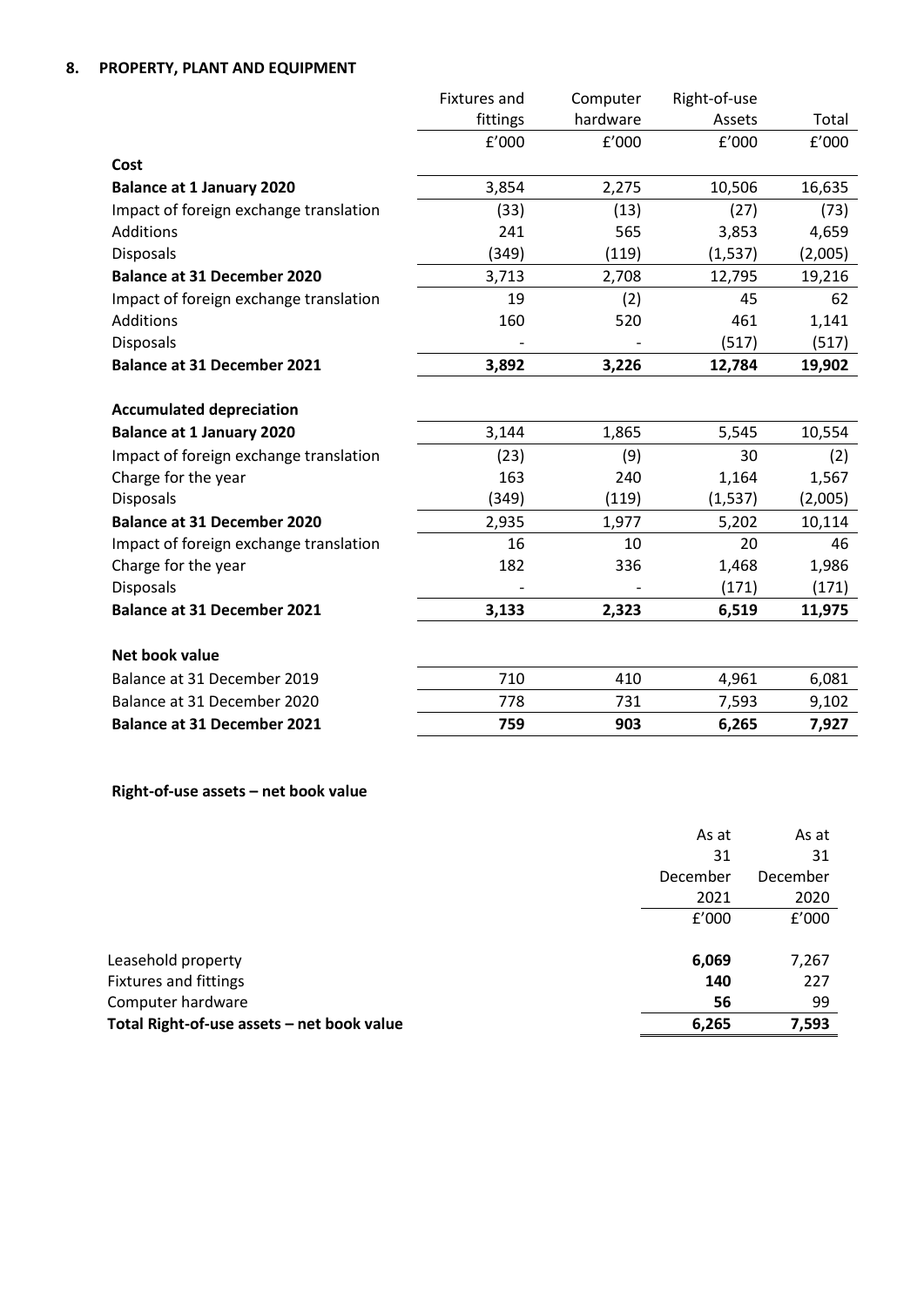## 8. PROPERTY, PLANT AND EQUIPMENT

| | Fixtures and fittings | Computer hardware | Right-of-use Assets | Total |
|---|---|---|---|---|
| | £'000 | £'000 | £'000 | £'000 |
| **Cost** | | | | |
| **Balance at 1 January 2020** | 3,854 | 2,275 | 10,506 | 16,635 |
| Impact of foreign exchange translation | (33) | (13) | (27) | (73) |
| Additions | 241 | 565 | 3,853 | 4,659 |
| Disposals | (349) | (119) | (1,537) | (2,005) |
| **Balance at 31 December 2020** | 3,713 | 2,708 | 12,795 | 19,216 |
| Impact of foreign exchange translation | 19 | (2) | 45 | 62 |
| Additions | 160 | 520 | 461 | 1,141 |
| Disposals | - | - | (517) | (517) |
| **Balance at 31 December 2021** | **3,892** | **3,226** | **12,784** | **19,902** |
| | | | | |
| **Accumulated depreciation** | | | | |
| **Balance at 1 January 2020** | 3,144 | 1,865 | 5,545 | 10,554 |
| Impact of foreign exchange translation | (23) | (9) | 30 | (2) |
| Charge for the year | 163 | 240 | 1,164 | 1,567 |
| Disposals | (349) | (119) | (1,537) | (2,005) |
| **Balance at 31 December 2020** | 2,935 | 1,977 | 5,202 | 10,114 |
| Impact of foreign exchange translation | 16 | 10 | 20 | 46 |
| Charge for the year | 182 | 336 | 1,468 | 1,986 |
| Disposals | - | - | (171) | (171) |
| **Balance at 31 December 2021** | **3,133** | **2,323** | **6,519** | **11,975** |
| | | | | |
| **Net book value** | | | | |
| Balance at 31 December 2019 | 710 | 410 | 4,961 | 6,081 |
| Balance at 31 December 2020 | 778 | 731 | 7,593 | 9,102 |
| **Balance at 31 December 2021** | **759** | **903** | **6,265** | **7,927** |

**Right-of-use assets – net book value**

| | As at 31 December 2021 | As at 31 December 2020 |
|---|---|---|
| | £'000 | £'000 |
| Leasehold property | **6,069** | 7,267 |
| Fixtures and fittings | **140** | 227 |
| Computer hardware | **56** | 99 |
| **Total Right-of-use assets – net book value** | **6,265** | **7,593** |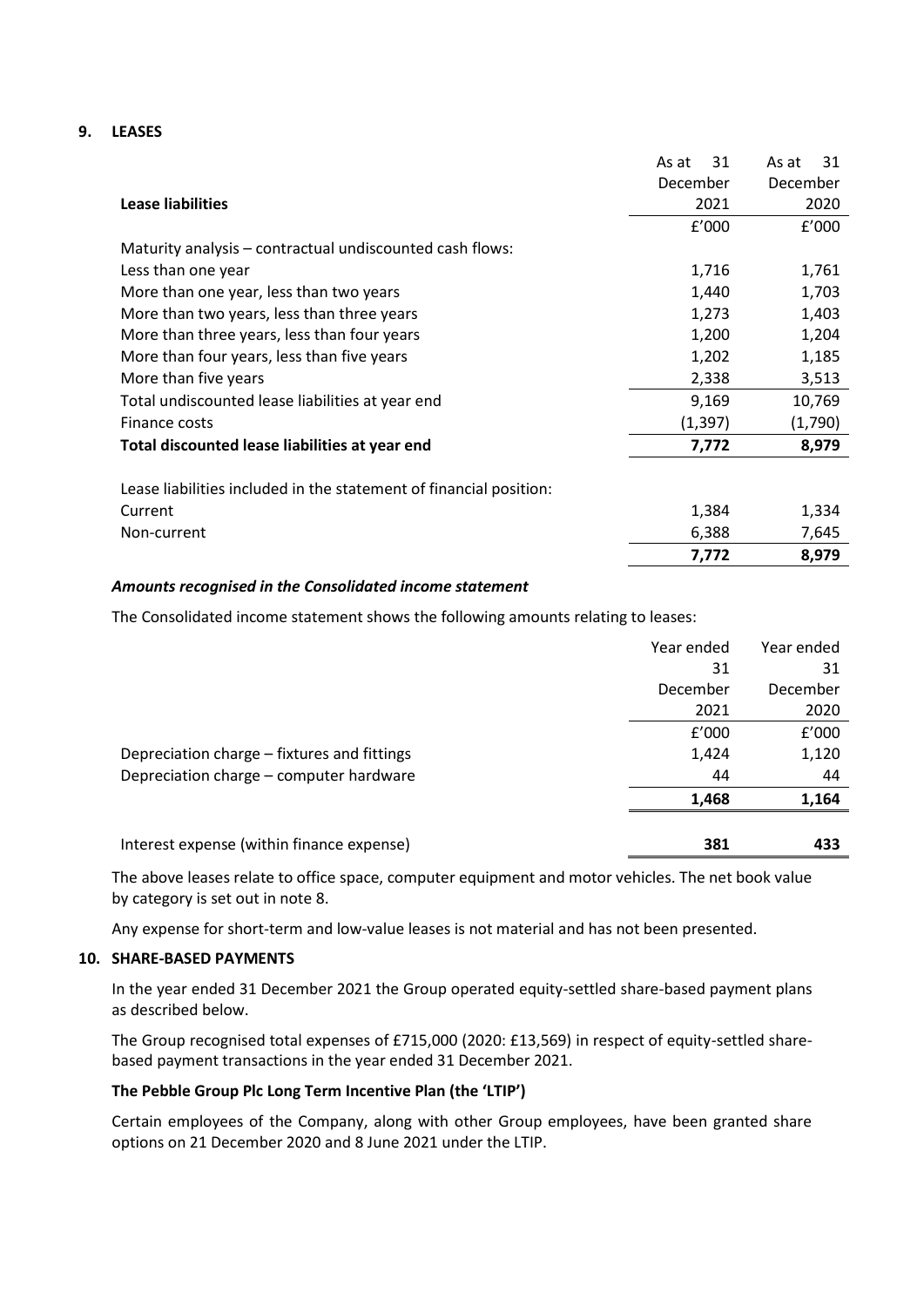## 9. LEASES

| Lease liabilities | As at 31 December 2021 | As at 31 December 2020 |
|---|---|---|
| | £'000 | £'000 |
| Maturity analysis – contractual undiscounted cash flows: | | |
| Less than one year | 1,716 | 1,761 |
| More than one year, less than two years | 1,440 | 1,703 |
| More than two years, less than three years | 1,273 | 1,403 |
| More than three years, less than four years | 1,200 | 1,204 |
| More than four years, less than five years | 1,202 | 1,185 |
| More than five years | 2,338 | 3,513 |
| Total undiscounted lease liabilities at year end | 9,169 | 10,769 |
| Finance costs | (1,397) | (1,790) |
| **Total discounted lease liabilities at year end** | **7,772** | **8,979** |
| | | |
| Lease liabilities included in the statement of financial position: | | |
| Current | 1,384 | 1,334 |
| Non-current | 6,388 | 7,645 |
| | **7,772** | **8,979** |

***Amounts recognised in the Consolidated income statement***

The Consolidated income statement shows the following amounts relating to leases:

| | Year ended 31 December 2021 | Year ended 31 December 2020 |
|---|---|---|
| | £'000 | £'000 |
| Depreciation charge – fixtures and fittings | 1,424 | 1,120 |
| Depreciation charge – computer hardware | 44 | 44 |
| | **1,468** | **1,164** |
| | | |
| Interest expense (within finance expense) | **381** | **433** |

The above leases relate to office space, computer equipment and motor vehicles. The net book value by category is set out in note 8.

Any expense for short-term and low-value leases is not material and has not been presented.

## 10. SHARE-BASED PAYMENTS

In the year ended 31 December 2021 the Group operated equity-settled share-based payment plans as described below.

The Group recognised total expenses of £715,000 (2020: £13,569) in respect of equity-settled share-based payment transactions in the year ended 31 December 2021.

**The Pebble Group Plc Long Term Incentive Plan (the 'LTIP')**

Certain employees of the Company, along with other Group employees, have been granted share options on 21 December 2020 and 8 June 2021 under the LTIP.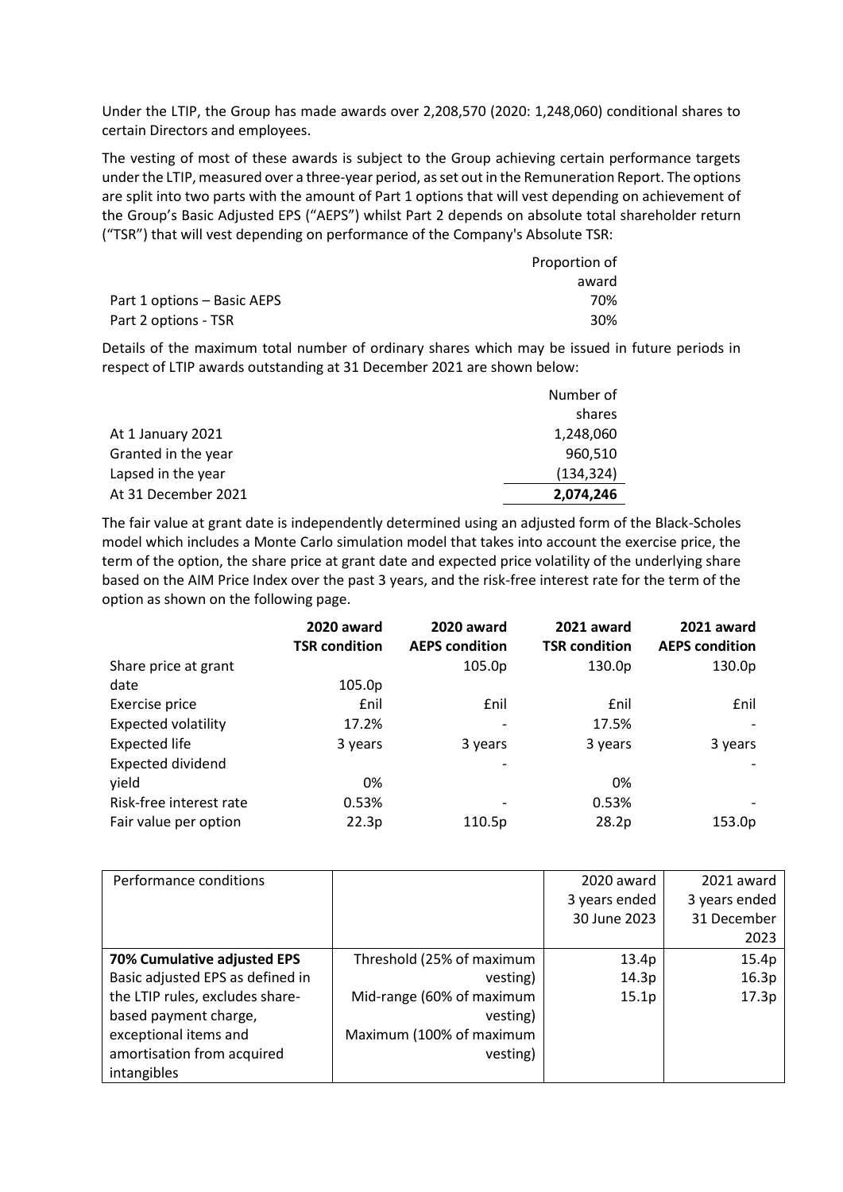Under the LTIP, the Group has made awards over 2,208,570 (2020: 1,248,060) conditional shares to certain Directors and employees.

The vesting of most of these awards is subject to the Group achieving certain performance targets under the LTIP, measured over a three-year period, as set out in the Remuneration Report. The options are split into two parts with the amount of Part 1 options that will vest depending on achievement of the Group's Basic Adjusted EPS ("AEPS") whilst Part 2 depends on absolute total shareholder return ("TSR") that will vest depending on performance of the Company's Absolute TSR:

| | Proportion of award |
|---|---|
| Part 1 options – Basic AEPS | 70% |
| Part 2 options - TSR | 30% |

Details of the maximum total number of ordinary shares which may be issued in future periods in respect of LTIP awards outstanding at 31 December 2021 are shown below:

| | Number of shares |
|---|---|
| At 1 January 2021 | 1,248,060 |
| Granted in the year | 960,510 |
| Lapsed in the year | (134,324) |
| At 31 December 2021 | **2,074,246** |

The fair value at grant date is independently determined using an adjusted form of the Black-Scholes model which includes a Monte Carlo simulation model that takes into account the exercise price, the term of the option, the share price at grant date and expected price volatility of the underlying share based on the AIM Price Index over the past 3 years, and the risk-free interest rate for the term of the option as shown on the following page.

| | **2020 award TSR condition** | **2020 award AEPS condition** | **2021 award TSR condition** | **2021 award AEPS condition** |
|---|---|---|---|---|
| Share price at grant date | 105.0p | 105.0p | 130.0p | 130.0p |
| Exercise price | £nil | £nil | £nil | £nil |
| Expected volatility | 17.2% | - | 17.5% | - |
| Expected life | 3 years | 3 years | 3 years | 3 years |
| Expected dividend yield | 0% | - | 0% | - |
| Risk-free interest rate | 0.53% | - | 0.53% | - |
| Fair value per option | 22.3p | 110.5p | 28.2p | 153.0p |

| Performance conditions | | 2020 award 3 years ended 30 June 2023 | 2021 award 3 years ended 31 December 2023 |
|---|---|---|---|
| **70% Cumulative adjusted EPS** Basic adjusted EPS as defined in the LTIP rules, excludes share-based payment charge, exceptional items and amortisation from acquired intangibles | Threshold (25% of maximum vesting) | 13.4p | 15.4p |
| | Mid-range (60% of maximum vesting) | 14.3p | 16.3p |
| | Maximum (100% of maximum vesting) | 15.1p | 17.3p |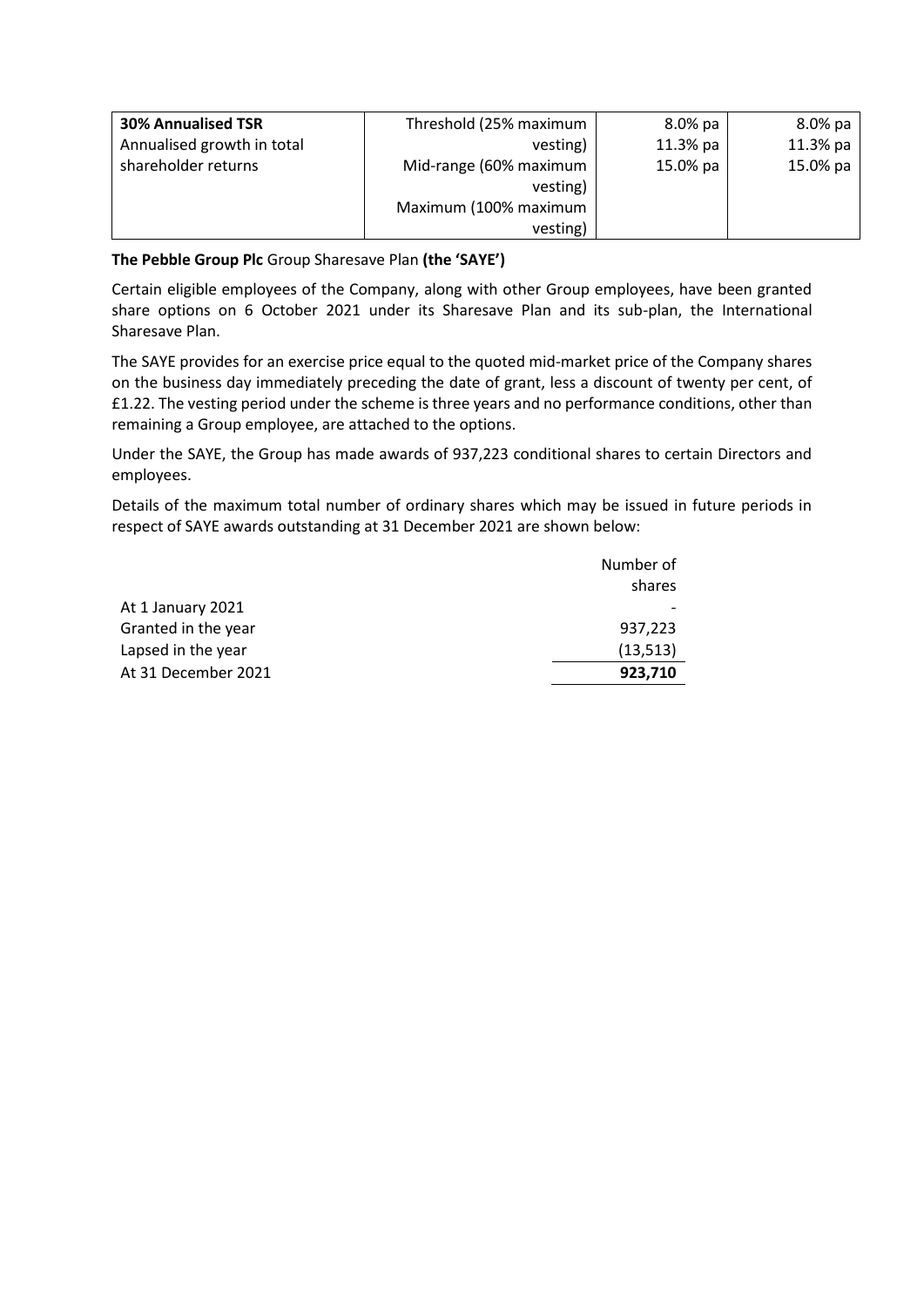| | | | |
|---|---|---|---|
| **30% Annualised TSR**<br>Annualised growth in total shareholder returns | Threshold (25% maximum vesting)<br>Mid-range (60% maximum vesting)<br>Maximum (100% maximum vesting) | 8.0% pa<br>11.3% pa<br>15.0% pa | 8.0% pa<br>11.3% pa<br>15.0% pa |

**The Pebble Group Plc** Group Sharesave Plan **(the 'SAYE')**

Certain eligible employees of the Company, along with other Group employees, have been granted share options on 6 October 2021 under its Sharesave Plan and its sub-plan, the International Sharesave Plan.

The SAYE provides for an exercise price equal to the quoted mid-market price of the Company shares on the business day immediately preceding the date of grant, less a discount of twenty per cent, of £1.22. The vesting period under the scheme is three years and no performance conditions, other than remaining a Group employee, are attached to the options.

Under the SAYE, the Group has made awards of 937,223 conditional shares to certain Directors and employees.

Details of the maximum total number of ordinary shares which may be issued in future periods in respect of SAYE awards outstanding at 31 December 2021 are shown below:

| | Number of shares |
|---|---|
| At 1 January 2021 | - |
| Granted in the year | 937,223 |
| Lapsed in the year | (13,513) |
| At 31 December 2021 | **923,710** |